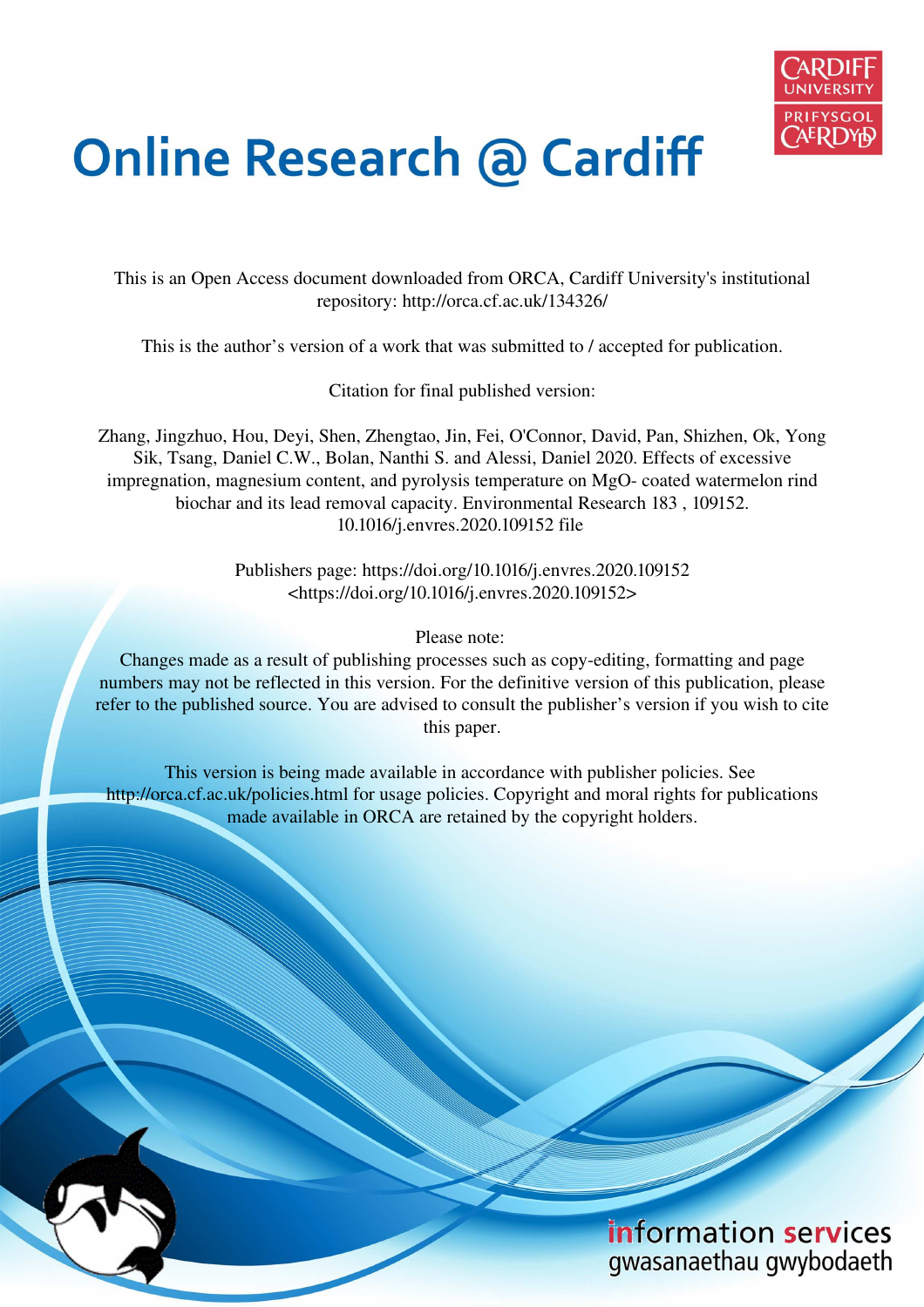# Online Research @ Cardiff

This is an Open Access document downloaded from ORCA, Cardiff University's institutional repository: http://orca.cf.ac.uk/134326/

This is the author's version of a work that was submitted to / accepted for publication.

Citation for final published version:

Zhang, Jingzhuo, Hou, Deyi, Shen, Zhengtao, Jin, Fei, O'Connor, David, Pan, Shizhen, Ok, Yong Sik, Tsang, Daniel C.W., Bolan, Nanthi S. and Alessi, Daniel 2020. Effects of excessive impregnation, magnesium content, and pyrolysis temperature on MgO- coated watermelon rind biochar and its lead removal capacity. Environmental Research 183 , 109152. 10.1016/j.envres.2020.109152 file

Publishers page: https://doi.org/10.1016/j.envres.2020.109152 <https://doi.org/10.1016/j.envres.2020.109152>

Please note:
Changes made as a result of publishing processes such as copy-editing, formatting and page numbers may not be reflected in this version. For the definitive version of this publication, please refer to the published source. You are advised to consult the publisher's version if you wish to cite this paper.

This version is being made available in accordance with publisher policies. See http://orca.cf.ac.uk/policies.html for usage policies. Copyright and moral rights for publications made available in ORCA are retained by the copyright holders.

information services
gwasanaethau gwybodaeth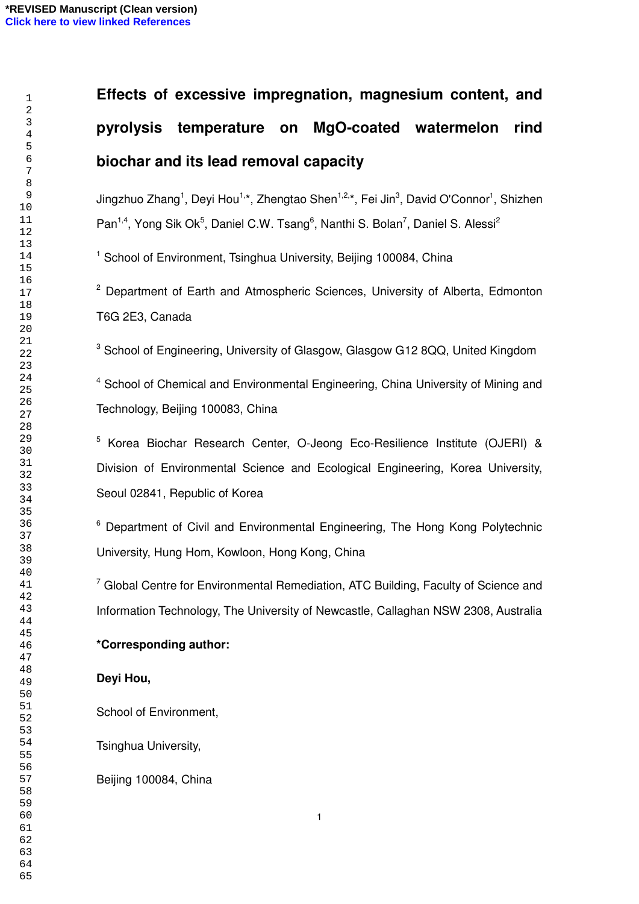# Effects of excessive impregnation, magnesium content, and pyrolysis temperature on MgO-coated watermelon rind biochar and its lead removal capacity

Jingzhuo Zhang[1], Deyi Hou[1,*], Zhengtao Shen[1,2,*], Fei Jin[3], David O'Connor[1], Shizhen Pan[1,4], Yong Sik Ok[5], Daniel C.W. Tsang[6], Nanthi S. Bolan[7], Daniel S. Alessi[2]

[1] School of Environment, Tsinghua University, Beijing 100084, China

[2] Department of Earth and Atmospheric Sciences, University of Alberta, Edmonton T6G 2E3, Canada

[3] School of Engineering, University of Glasgow, Glasgow G12 8QQ, United Kingdom

[4] School of Chemical and Environmental Engineering, China University of Mining and Technology, Beijing 100083, China

[5] Korea Biochar Research Center, O-Jeong Eco-Resilience Institute (OJERI) & Division of Environmental Science and Ecological Engineering, Korea University, Seoul 02841, Republic of Korea

[6] Department of Civil and Environmental Engineering, The Hong Kong Polytechnic University, Hung Hom, Kowloon, Hong Kong, China

[7] Global Centre for Environmental Remediation, ATC Building, Faculty of Science and Information Technology, The University of Newcastle, Callaghan NSW 2308, Australia

**\*Corresponding author:**

**Deyi Hou,**

School of Environment,

Tsinghua University,

Beijing 100084, China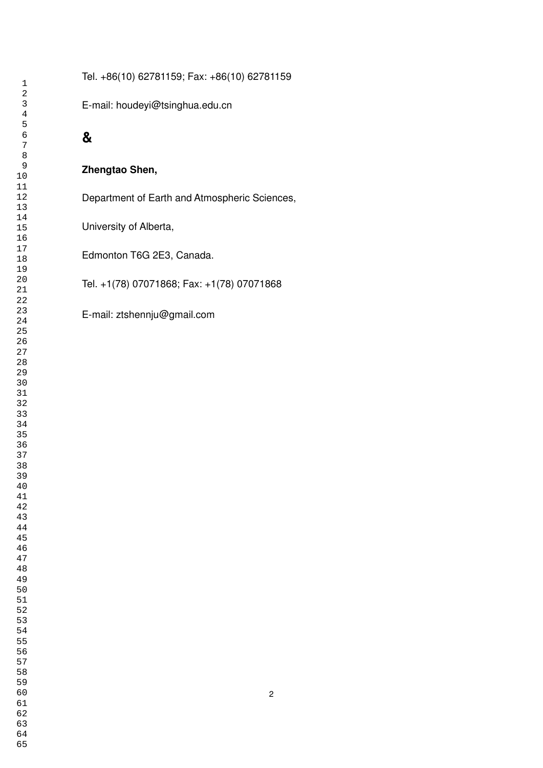Tel. +86(10) 62781159; Fax: +86(10) 62781159

E-mail: houdeyi@tsinghua.edu.cn

**&**

**Zhengtao Shen,**

Department of Earth and Atmospheric Sciences,

University of Alberta,

Edmonton T6G 2E3, Canada.

Tel. +1(78) 07071868; Fax: +1(78) 07071868

E-mail: ztshennju@gmail.com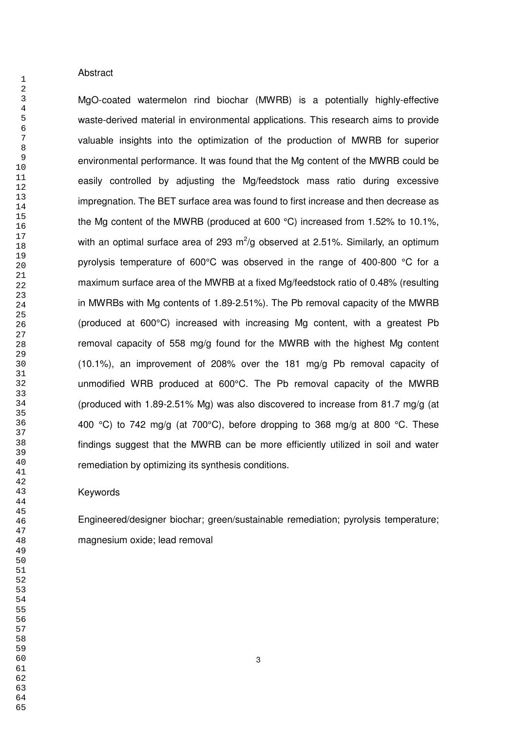## Abstract

MgO-coated watermelon rind biochar (MWRB) is a potentially highly-effective waste-derived material in environmental applications. This research aims to provide valuable insights into the optimization of the production of MWRB for superior environmental performance. It was found that the Mg content of the MWRB could be easily controlled by adjusting the Mg/feedstock mass ratio during excessive impregnation. The BET surface area was found to first increase and then decrease as the Mg content of the MWRB (produced at 600 °C) increased from 1.52% to 10.1%, with an optimal surface area of 293 $m^2/g$ observed at 2.51%. Similarly, an optimum pyrolysis temperature of 600°C was observed in the range of 400-800 °C for a maximum surface area of the MWRB at a fixed Mg/feedstock ratio of 0.48% (resulting in MWRBs with Mg contents of 1.89-2.51%). The Pb removal capacity of the MWRB (produced at 600°C) increased with increasing Mg content, with a greatest Pb removal capacity of 558 mg/g found for the MWRB with the highest Mg content (10.1%), an improvement of 208% over the 181 mg/g Pb removal capacity of unmodified WRB produced at 600°C. The Pb removal capacity of the MWRB (produced with 1.89-2.51% Mg) was also discovered to increase from 81.7 mg/g (at 400 °C) to 742 mg/g (at 700°C), before dropping to 368 mg/g at 800 °C. These findings suggest that the MWRB can be more efficiently utilized in soil and water remediation by optimizing its synthesis conditions.

## Keywords

Engineered/designer biochar; green/sustainable remediation; pyrolysis temperature; magnesium oxide; lead removal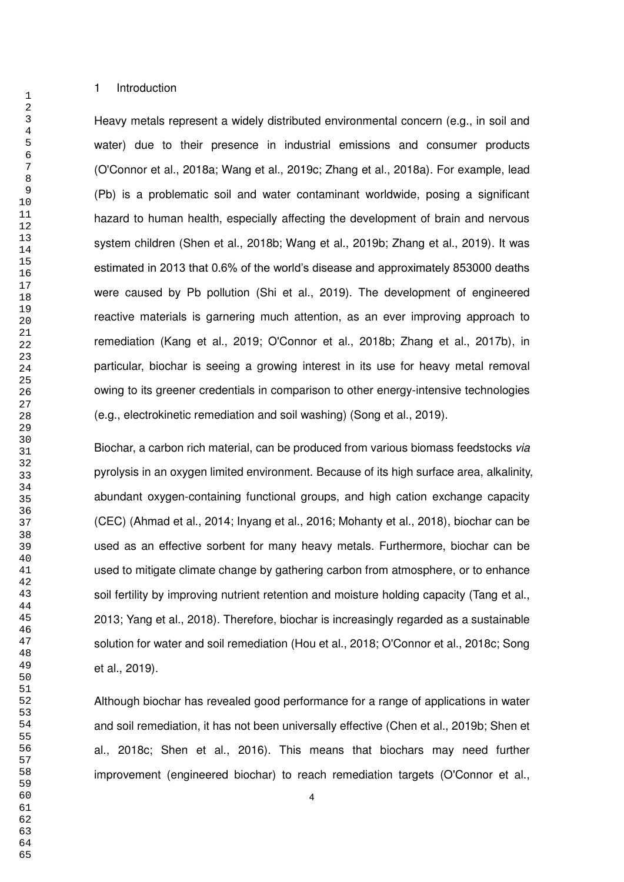# 1 Introduction

Heavy metals represent a widely distributed environmental concern (e.g., in soil and water) due to their presence in industrial emissions and consumer products (O'Connor et al., 2018a; Wang et al., 2019c; Zhang et al., 2018a). For example, lead (Pb) is a problematic soil and water contaminant worldwide, posing a significant hazard to human health, especially affecting the development of brain and nervous system children (Shen et al., 2018b; Wang et al., 2019b; Zhang et al., 2019). It was estimated in 2013 that 0.6% of the world's disease and approximately 853000 deaths were caused by Pb pollution (Shi et al., 2019). The development of engineered reactive materials is garnering much attention, as an ever improving approach to remediation (Kang et al., 2019; O'Connor et al., 2018b; Zhang et al., 2017b), in particular, biochar is seeing a growing interest in its use for heavy metal removal owing to its greener credentials in comparison to other energy-intensive technologies (e.g., electrokinetic remediation and soil washing) (Song et al., 2019).

Biochar, a carbon rich material, can be produced from various biomass feedstocks *via* pyrolysis in an oxygen limited environment. Because of its high surface area, alkalinity, abundant oxygen-containing functional groups, and high cation exchange capacity (CEC) (Ahmad et al., 2014; Inyang et al., 2016; Mohanty et al., 2018), biochar can be used as an effective sorbent for many heavy metals. Furthermore, biochar can be used to mitigate climate change by gathering carbon from atmosphere, or to enhance soil fertility by improving nutrient retention and moisture holding capacity (Tang et al., 2013; Yang et al., 2018). Therefore, biochar is increasingly regarded as a sustainable solution for water and soil remediation (Hou et al., 2018; O'Connor et al., 2018c; Song et al., 2019).

Although biochar has revealed good performance for a range of applications in water and soil remediation, it has not been universally effective (Chen et al., 2019b; Shen et al., 2018c; Shen et al., 2016). This means that biochars may need further improvement (engineered biochar) to reach remediation targets (O'Connor et al.,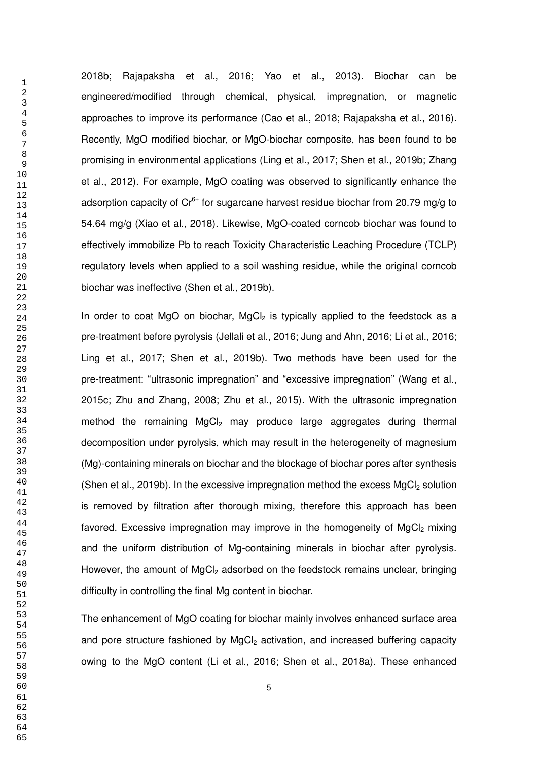2018b; Rajapaksha et al., 2016; Yao et al., 2013). Biochar can be engineered/modified through chemical, physical, impregnation, or magnetic approaches to improve its performance (Cao et al., 2018; Rajapaksha et al., 2016). Recently, MgO modified biochar, or MgO-biochar composite, has been found to be promising in environmental applications (Ling et al., 2017; Shen et al., 2019b; Zhang et al., 2012). For example, MgO coating was observed to significantly enhance the adsorption capacity of $Cr^{6+}$ for sugarcane harvest residue biochar from 20.79 mg/g to 54.64 mg/g (Xiao et al., 2018). Likewise, MgO-coated corncob biochar was found to effectively immobilize Pb to reach Toxicity Characteristic Leaching Procedure (TCLP) regulatory levels when applied to a soil washing residue, while the original corncob biochar was ineffective (Shen et al., 2019b).

In order to coat MgO on biochar, $MgCl_2$ is typically applied to the feedstock as a pre-treatment before pyrolysis (Jellali et al., 2016; Jung and Ahn, 2016; Li et al., 2016; Ling et al., 2017; Shen et al., 2019b). Two methods have been used for the pre-treatment: "ultrasonic impregnation" and "excessive impregnation" (Wang et al., 2015c; Zhu and Zhang, 2008; Zhu et al., 2015). With the ultrasonic impregnation method the remaining $MgCl_2$ may produce large aggregates during thermal decomposition under pyrolysis, which may result in the heterogeneity of magnesium (Mg)-containing minerals on biochar and the blockage of biochar pores after synthesis (Shen et al., 2019b). In the excessive impregnation method the excess $MgCl_2$ solution is removed by filtration after thorough mixing, therefore this approach has been favored. Excessive impregnation may improve in the homogeneity of $MgCl_2$ mixing and the uniform distribution of Mg-containing minerals in biochar after pyrolysis. However, the amount of $MgCl_2$ adsorbed on the feedstock remains unclear, bringing difficulty in controlling the final Mg content in biochar.

The enhancement of MgO coating for biochar mainly involves enhanced surface area and pore structure fashioned by $MgCl_2$ activation, and increased buffering capacity owing to the MgO content (Li et al., 2016; Shen et al., 2018a). These enhanced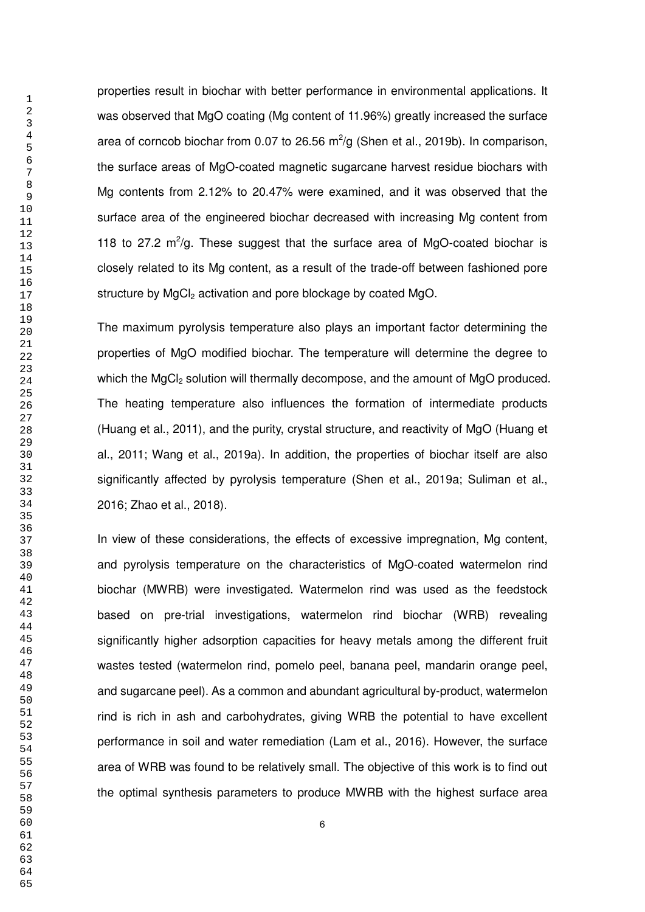properties result in biochar with better performance in environmental applications. It was observed that MgO coating (Mg content of 11.96%) greatly increased the surface area of corncob biochar from 0.07 to 26.56 $m^2/g$ (Shen et al., 2019b). In comparison, the surface areas of MgO-coated magnetic sugarcane harvest residue biochars with Mg contents from 2.12% to 20.47% were examined, and it was observed that the surface area of the engineered biochar decreased with increasing Mg content from 118 to 27.2 $m^2/g$. These suggest that the surface area of MgO-coated biochar is closely related to its Mg content, as a result of the trade-off between fashioned pore structure by $MgCl_2$ activation and pore blockage by coated MgO.

The maximum pyrolysis temperature also plays an important factor determining the properties of MgO modified biochar. The temperature will determine the degree to which the $MgCl_2$ solution will thermally decompose, and the amount of MgO produced. The heating temperature also influences the formation of intermediate products (Huang et al., 2011), and the purity, crystal structure, and reactivity of MgO (Huang et al., 2011; Wang et al., 2019a). In addition, the properties of biochar itself are also significantly affected by pyrolysis temperature (Shen et al., 2019a; Suliman et al., 2016; Zhao et al., 2018).

In view of these considerations, the effects of excessive impregnation, Mg content, and pyrolysis temperature on the characteristics of MgO-coated watermelon rind biochar (MWRB) were investigated. Watermelon rind was used as the feedstock based on pre-trial investigations, watermelon rind biochar (WRB) revealing significantly higher adsorption capacities for heavy metals among the different fruit wastes tested (watermelon rind, pomelo peel, banana peel, mandarin orange peel, and sugarcane peel). As a common and abundant agricultural by-product, watermelon rind is rich in ash and carbohydrates, giving WRB the potential to have excellent performance in soil and water remediation (Lam et al., 2016). However, the surface area of WRB was found to be relatively small. The objective of this work is to find out the optimal synthesis parameters to produce MWRB with the highest surface area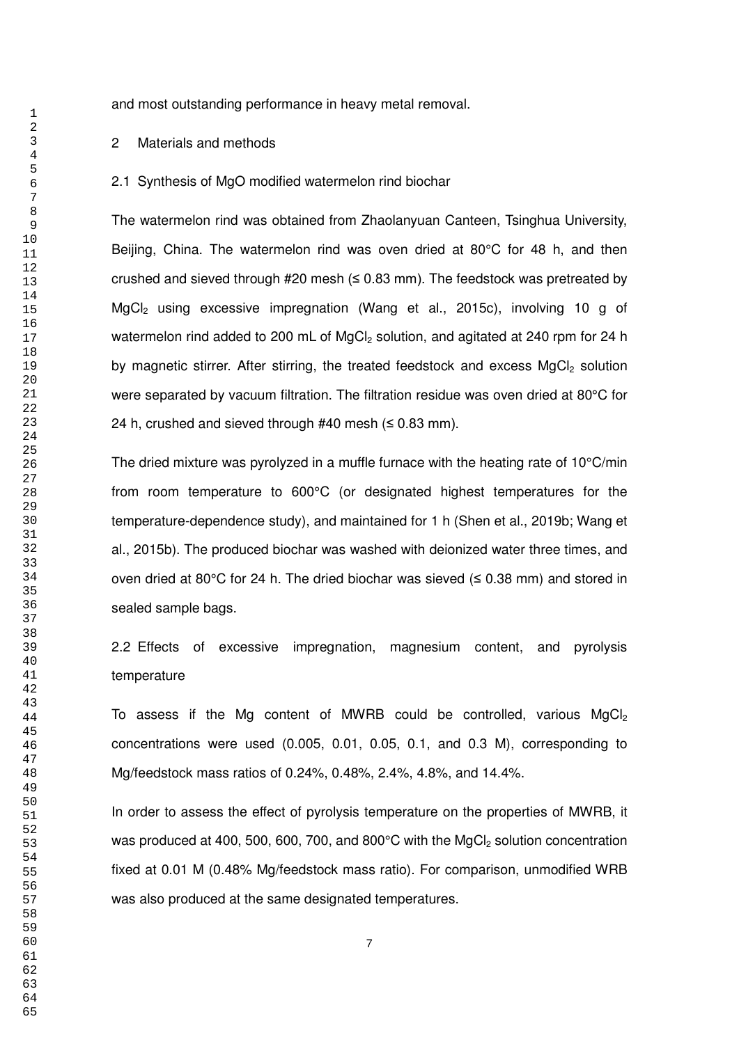and most outstanding performance in heavy metal removal.

# 2 Materials and methods

## 2.1 Synthesis of MgO modified watermelon rind biochar

The watermelon rind was obtained from Zhaolanyuan Canteen, Tsinghua University, Beijing, China. The watermelon rind was oven dried at 80°C for 48 h, and then crushed and sieved through #20 mesh (≤ 0.83 mm). The feedstock was pretreated by $MgCl_2$ using excessive impregnation (Wang et al., 2015c), involving 10 g of watermelon rind added to 200 mL of $MgCl_2$ solution, and agitated at 240 rpm for 24 h by magnetic stirrer. After stirring, the treated feedstock and excess $MgCl_2$ solution were separated by vacuum filtration. The filtration residue was oven dried at 80°C for 24 h, crushed and sieved through #40 mesh (≤ 0.83 mm).

The dried mixture was pyrolyzed in a muffle furnace with the heating rate of 10°C/min from room temperature to 600°C (or designated highest temperatures for the temperature-dependence study), and maintained for 1 h (Shen et al., 2019b; Wang et al., 2015b). The produced biochar was washed with deionized water three times, and oven dried at 80°C for 24 h. The dried biochar was sieved (≤ 0.38 mm) and stored in sealed sample bags.

## 2.2 Effects of excessive impregnation, magnesium content, and pyrolysis temperature

To assess if the Mg content of MWRB could be controlled, various $MgCl_2$ concentrations were used (0.005, 0.01, 0.05, 0.1, and 0.3 M), corresponding to Mg/feedstock mass ratios of 0.24%, 0.48%, 2.4%, 4.8%, and 14.4%.

In order to assess the effect of pyrolysis temperature on the properties of MWRB, it was produced at 400, 500, 600, 700, and 800°C with the $MgCl_2$ solution concentration fixed at 0.01 M (0.48% Mg/feedstock mass ratio). For comparison, unmodified WRB was also produced at the same designated temperatures.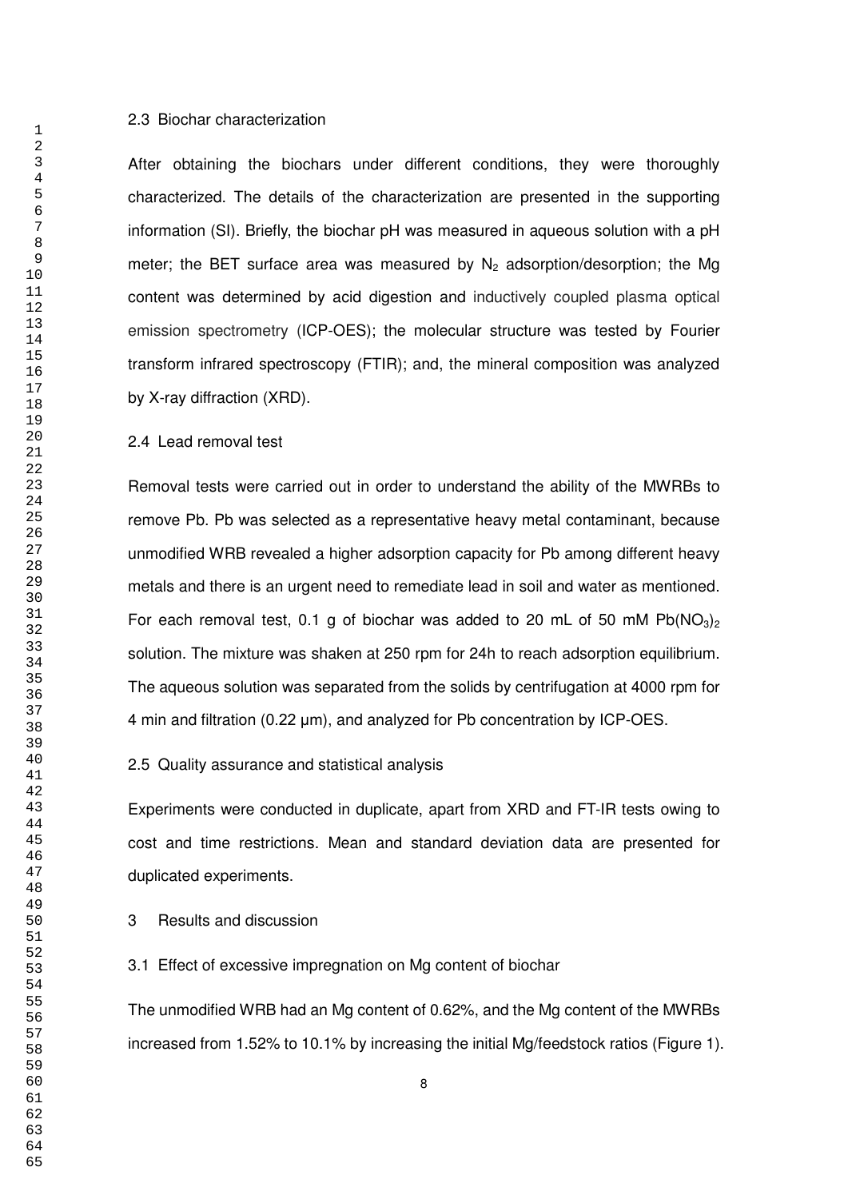### 2.3 Biochar characterization

After obtaining the biochars under different conditions, they were thoroughly characterized. The details of the characterization are presented in the supporting information (SI). Briefly, the biochar pH was measured in aqueous solution with a pH meter; the BET surface area was measured by $N_2$ adsorption/desorption; the Mg content was determined by acid digestion and inductively coupled plasma optical emission spectrometry (ICP-OES); the molecular structure was tested by Fourier transform infrared spectroscopy (FTIR); and, the mineral composition was analyzed by X-ray diffraction (XRD).

### 2.4 Lead removal test

Removal tests were carried out in order to understand the ability of the MWRBs to remove Pb. Pb was selected as a representative heavy metal contaminant, because unmodified WRB revealed a higher adsorption capacity for Pb among different heavy metals and there is an urgent need to remediate lead in soil and water as mentioned. For each removal test, 0.1 g of biochar was added to 20 mL of 50 mM $Pb(NO_3)_2$ solution. The mixture was shaken at 250 rpm for 24h to reach adsorption equilibrium. The aqueous solution was separated from the solids by centrifugation at 4000 rpm for 4 min and filtration (0.22 μm), and analyzed for Pb concentration by ICP-OES.

### 2.5 Quality assurance and statistical analysis

Experiments were conducted in duplicate, apart from XRD and FT-IR tests owing to cost and time restrictions. Mean and standard deviation data are presented for duplicated experiments.

## 3 Results and discussion

### 3.1 Effect of excessive impregnation on Mg content of biochar

The unmodified WRB had an Mg content of 0.62%, and the Mg content of the MWRBs increased from 1.52% to 10.1% by increasing the initial Mg/feedstock ratios (Figure 1).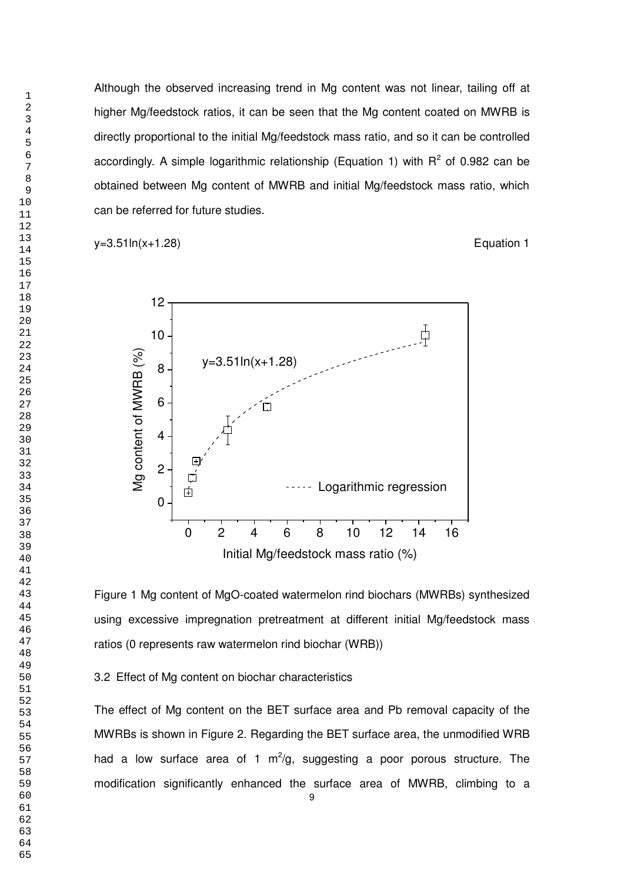Although the observed increasing trend in Mg content was not linear, tailing off at higher Mg/feedstock ratios, it can be seen that the Mg content coated on MWRB is directly proportional to the initial Mg/feedstock mass ratio, and so it can be controlled accordingly. A simple logarithmic relationship (Equation 1) with $R^2$ of 0.982 can be obtained between Mg content of MWRB and initial Mg/feedstock mass ratio, which can be referred for future studies.

$$y=3.51\ln(x+1.28) \quad \text{Equation 1}$$

Figure 1 Mg content of MgO-coated watermelon rind biochars (MWRBs) synthesized using excessive impregnation pretreatment at different initial Mg/feedstock mass ratios (0 represents raw watermelon rind biochar (WRB))

### 3.2 Effect of Mg content on biochar characteristics

The effect of Mg content on the BET surface area and Pb removal capacity of the MWRBs is shown in Figure 2. Regarding the BET surface area, the unmodified WRB had a low surface area of 1 $m^2/g$, suggesting a poor porous structure. The modification significantly enhanced the surface area of MWRB, climbing to a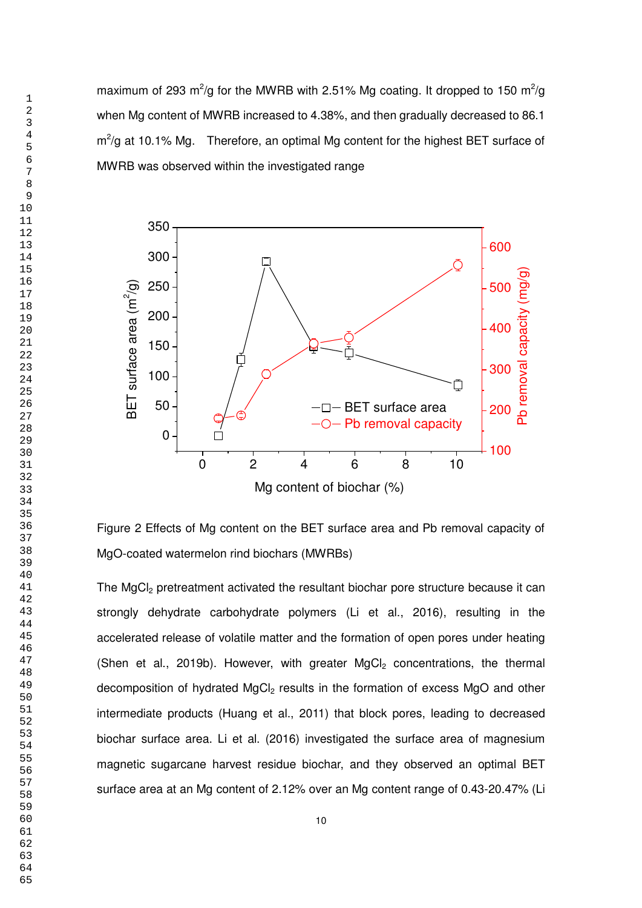maximum of 293 $m^2/g$ for the MWRB with 2.51% Mg coating. It dropped to 150 $m^2/g$ when Mg content of MWRB increased to 4.38%, and then gradually decreased to 86.1 $m^2/g$ at 10.1% Mg. Therefore, an optimal Mg content for the highest BET surface of MWRB was observed within the investigated range

Figure 2 Effects of Mg content on the BET surface area and Pb removal capacity of MgO-coated watermelon rind biochars (MWRBs)

The $MgCl_2$ pretreatment activated the resultant biochar pore structure because it can strongly dehydrate carbohydrate polymers (Li et al., 2016), resulting in the accelerated release of volatile matter and the formation of open pores under heating (Shen et al., 2019b). However, with greater $MgCl_2$ concentrations, the thermal decomposition of hydrated $MgCl_2$ results in the formation of excess MgO and other intermediate products (Huang et al., 2011) that block pores, leading to decreased biochar surface area. Li et al. (2016) investigated the surface area of magnesium magnetic sugarcane harvest residue biochar, and they observed an optimal BET surface area at an Mg content of 2.12% over an Mg content range of 0.43-20.47% (Li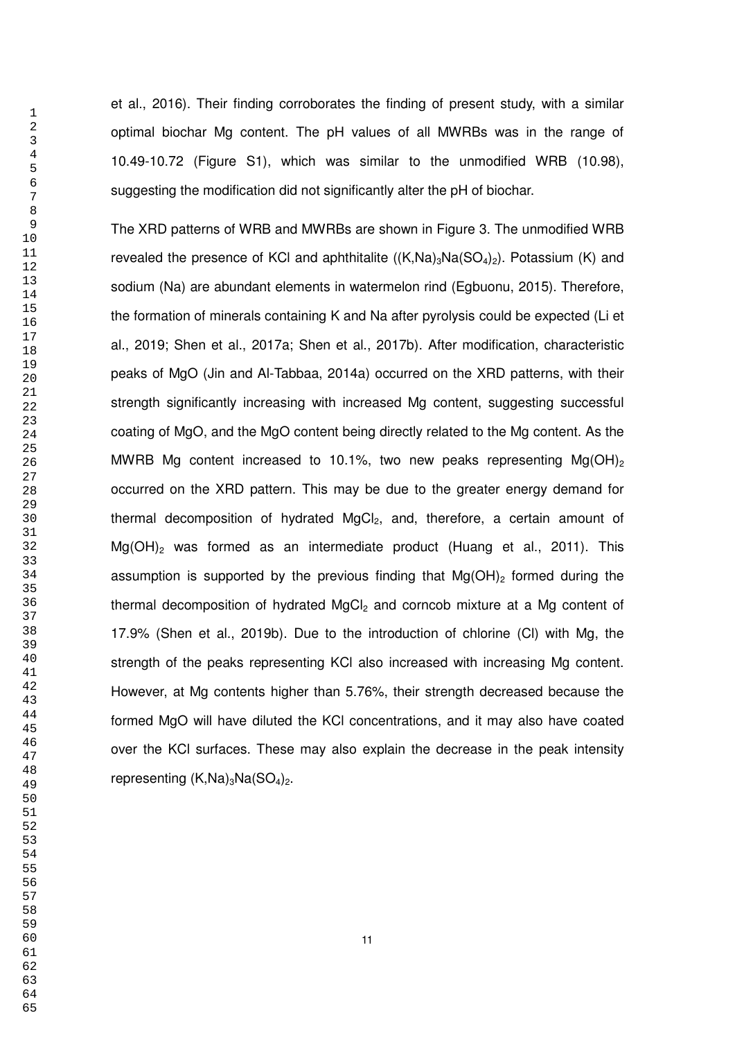et al., 2016). Their finding corroborates the finding of present study, with a similar optimal biochar Mg content. The pH values of all MWRBs was in the range of 10.49-10.72 (Figure S1), which was similar to the unmodified WRB (10.98), suggesting the modification did not significantly alter the pH of biochar.

The XRD patterns of WRB and MWRBs are shown in Figure 3. The unmodified WRB revealed the presence of KCl and aphthitalite ($(K,Na)_3Na(SO_4)_2$). Potassium (K) and sodium (Na) are abundant elements in watermelon rind (Egbuonu, 2015). Therefore, the formation of minerals containing K and Na after pyrolysis could be expected (Li et al., 2019; Shen et al., 2017a; Shen et al., 2017b). After modification, characteristic peaks of MgO (Jin and Al-Tabbaa, 2014a) occurred on the XRD patterns, with their strength significantly increasing with increased Mg content, suggesting successful coating of MgO, and the MgO content being directly related to the Mg content. As the MWRB Mg content increased to 10.1%, two new peaks representing $Mg(OH)_2$ occurred on the XRD pattern. This may be due to the greater energy demand for thermal decomposition of hydrated $MgCl_2$, and, therefore, a certain amount of $Mg(OH)_2$ was formed as an intermediate product (Huang et al., 2011). This assumption is supported by the previous finding that $Mg(OH)_2$ formed during the thermal decomposition of hydrated $MgCl_2$ and corncob mixture at a Mg content of 17.9% (Shen et al., 2019b). Due to the introduction of chlorine (Cl) with Mg, the strength of the peaks representing KCl also increased with increasing Mg content. However, at Mg contents higher than 5.76%, their strength decreased because the formed MgO will have diluted the KCl concentrations, and it may also have coated over the KCl surfaces. These may also explain the decrease in the peak intensity representing $(K,Na)_3Na(SO_4)_2$.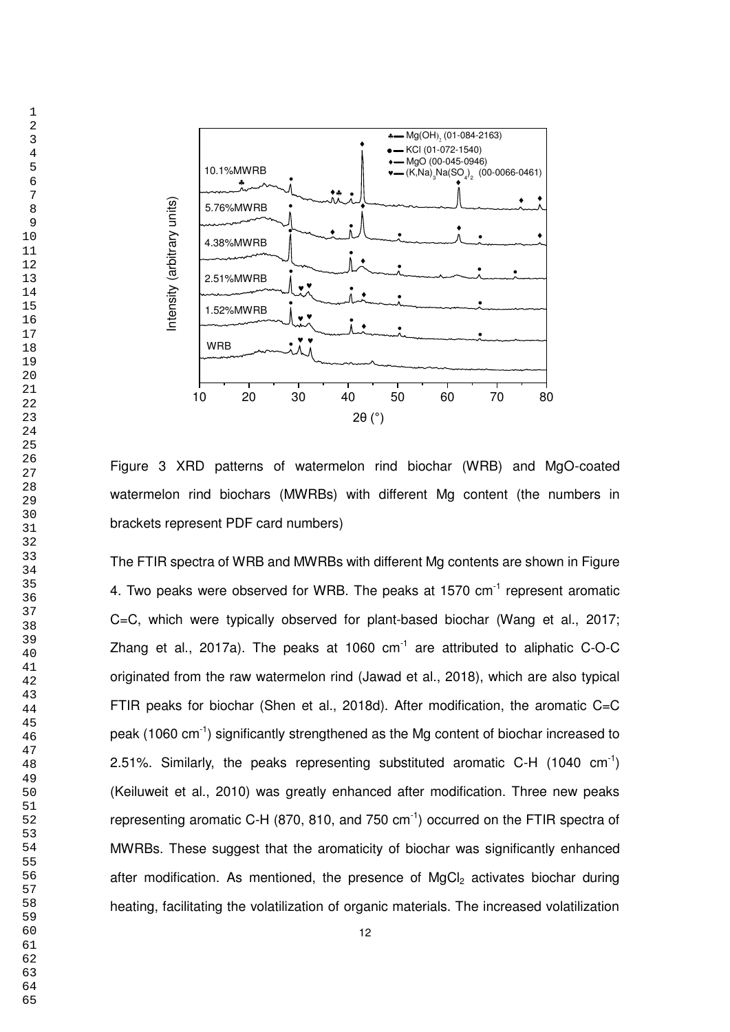Figure 3 XRD patterns of watermelon rind biochar (WRB) and MgO-coated watermelon rind biochars (MWRBs) with different Mg content (the numbers in brackets represent PDF card numbers)

The FTIR spectra of WRB and MWRBs with different Mg contents are shown in Figure 4. Two peaks were observed for WRB. The peaks at 1570 $cm^{-1}$ represent aromatic C=C, which were typically observed for plant-based biochar (Wang et al., 2017; Zhang et al., 2017a). The peaks at 1060 $cm^{-1}$ are attributed to aliphatic C-O-C originated from the raw watermelon rind (Jawad et al., 2018), which are also typical FTIR peaks for biochar (Shen et al., 2018d). After modification, the aromatic C=C peak (1060 $cm^{-1}$) significantly strengthened as the Mg content of biochar increased to 2.51%. Similarly, the peaks representing substituted aromatic C-H (1040 $cm^{-1}$) (Keiluweit et al., 2010) was greatly enhanced after modification. Three new peaks representing aromatic C-H (870, 810, and 750 $cm^{-1}$) occurred on the FTIR spectra of MWRBs. These suggest that the aromaticity of biochar was significantly enhanced after modification. As mentioned, the presence of $MgCl_2$ activates biochar during heating, facilitating the volatilization of organic materials. The increased volatilization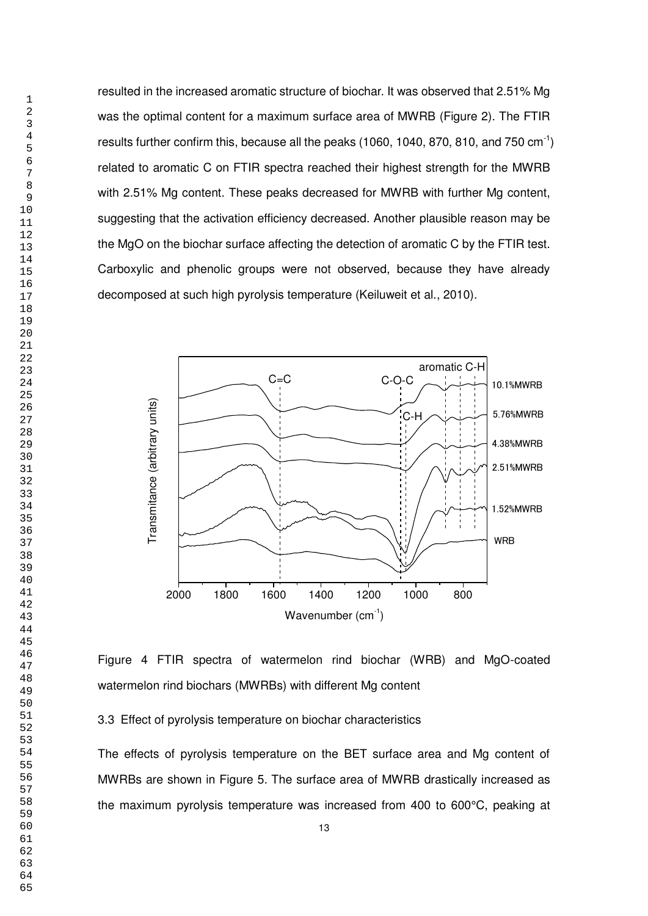resulted in the increased aromatic structure of biochar. It was observed that 2.51% Mg was the optimal content for a maximum surface area of MWRB (Figure 2). The FTIR results further confirm this, because all the peaks (1060, 1040, 870, 810, and 750 $cm^{-1}$) related to aromatic C on FTIR spectra reached their highest strength for the MWRB with 2.51% Mg content. These peaks decreased for MWRB with further Mg content, suggesting that the activation efficiency decreased. Another plausible reason may be the MgO on the biochar surface affecting the detection of aromatic C by the FTIR test. Carboxylic and phenolic groups were not observed, because they have already decomposed at such high pyrolysis temperature (Keiluweit et al., 2010).

Figure 4 FTIR spectra of watermelon rind biochar (WRB) and MgO-coated watermelon rind biochars (MWRBs) with different Mg content

3.3 Effect of pyrolysis temperature on biochar characteristics

The effects of pyrolysis temperature on the BET surface area and Mg content of MWRBs are shown in Figure 5. The surface area of MWRB drastically increased as the maximum pyrolysis temperature was increased from 400 to 600°C, peaking at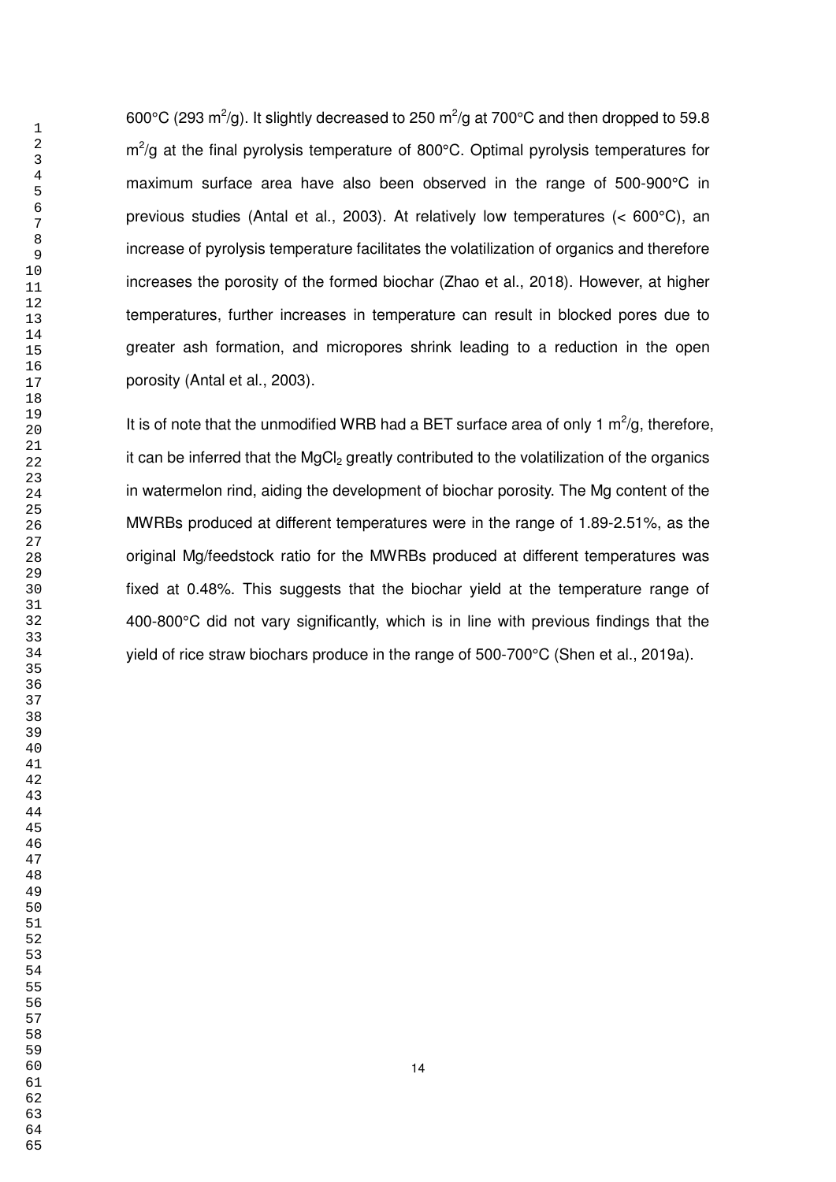600°C (293 $m^2$/g). It slightly decreased to 250 $m^2$/g at 700°C and then dropped to 59.8 $m^2$/g at the final pyrolysis temperature of 800°C. Optimal pyrolysis temperatures for maximum surface area have also been observed in the range of 500-900°C in previous studies (Antal et al., 2003). At relatively low temperatures (< 600°C), an increase of pyrolysis temperature facilitates the volatilization of organics and therefore increases the porosity of the formed biochar (Zhao et al., 2018). However, at higher temperatures, further increases in temperature can result in blocked pores due to greater ash formation, and micropores shrink leading to a reduction in the open porosity (Antal et al., 2003).

It is of note that the unmodified WRB had a BET surface area of only 1 $m^2$/g, therefore, it can be inferred that the $MgCl_2$ greatly contributed to the volatilization of the organics in watermelon rind, aiding the development of biochar porosity. The Mg content of the MWRBs produced at different temperatures were in the range of 1.89-2.51%, as the original Mg/feedstock ratio for the MWRBs produced at different temperatures was fixed at 0.48%. This suggests that the biochar yield at the temperature range of 400-800°C did not vary significantly, which is in line with previous findings that the yield of rice straw biochars produce in the range of 500-700°C (Shen et al., 2019a).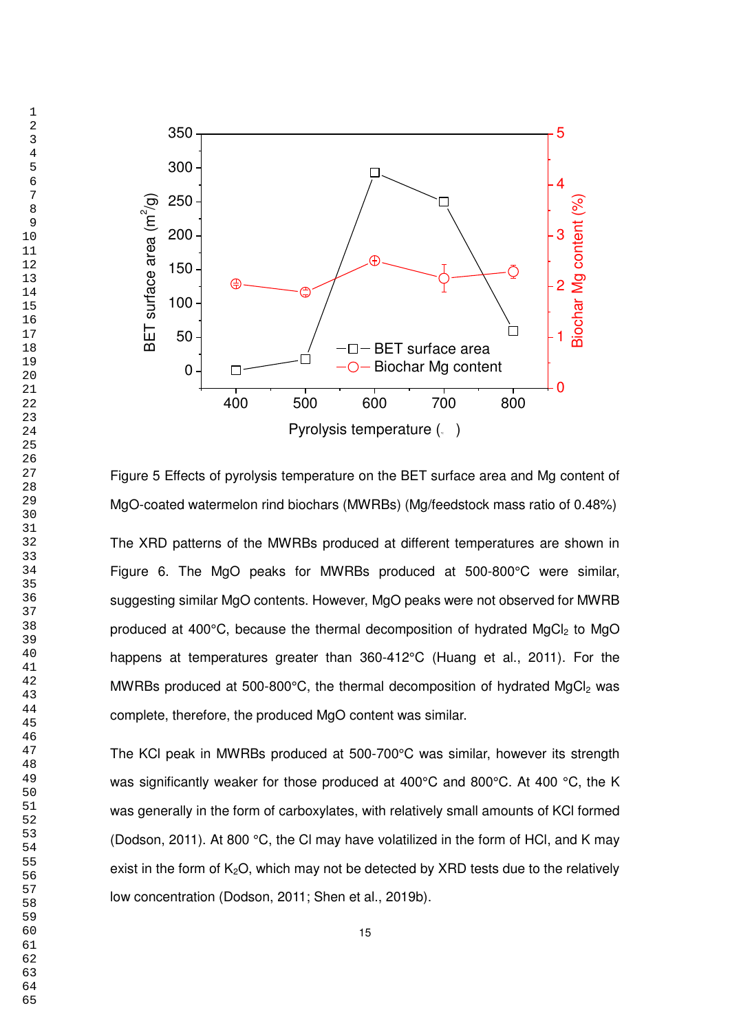Figure 5 Effects of pyrolysis temperature on the BET surface area and Mg content of MgO-coated watermelon rind biochars (MWRBs) (Mg/feedstock mass ratio of 0.48%)

The XRD patterns of the MWRBs produced at different temperatures are shown in Figure 6. The MgO peaks for MWRBs produced at 500-800°C were similar, suggesting similar MgO contents. However, MgO peaks were not observed for MWRB produced at 400°C, because the thermal decomposition of hydrated $MgCl_2$ to MgO happens at temperatures greater than 360-412°C (Huang et al., 2011). For the MWRBs produced at 500-800°C, the thermal decomposition of hydrated $MgCl_2$ was complete, therefore, the produced MgO content was similar.

The KCl peak in MWRBs produced at 500-700°C was similar, however its strength was significantly weaker for those produced at 400°C and 800°C. At 400 °C, the K was generally in the form of carboxylates, with relatively small amounts of KCl formed (Dodson, 2011). At 800 °C, the Cl may have volatilized in the form of HCl, and K may exist in the form of $K_2O$, which may not be detected by XRD tests due to the relatively low concentration (Dodson, 2011; Shen et al., 2019b).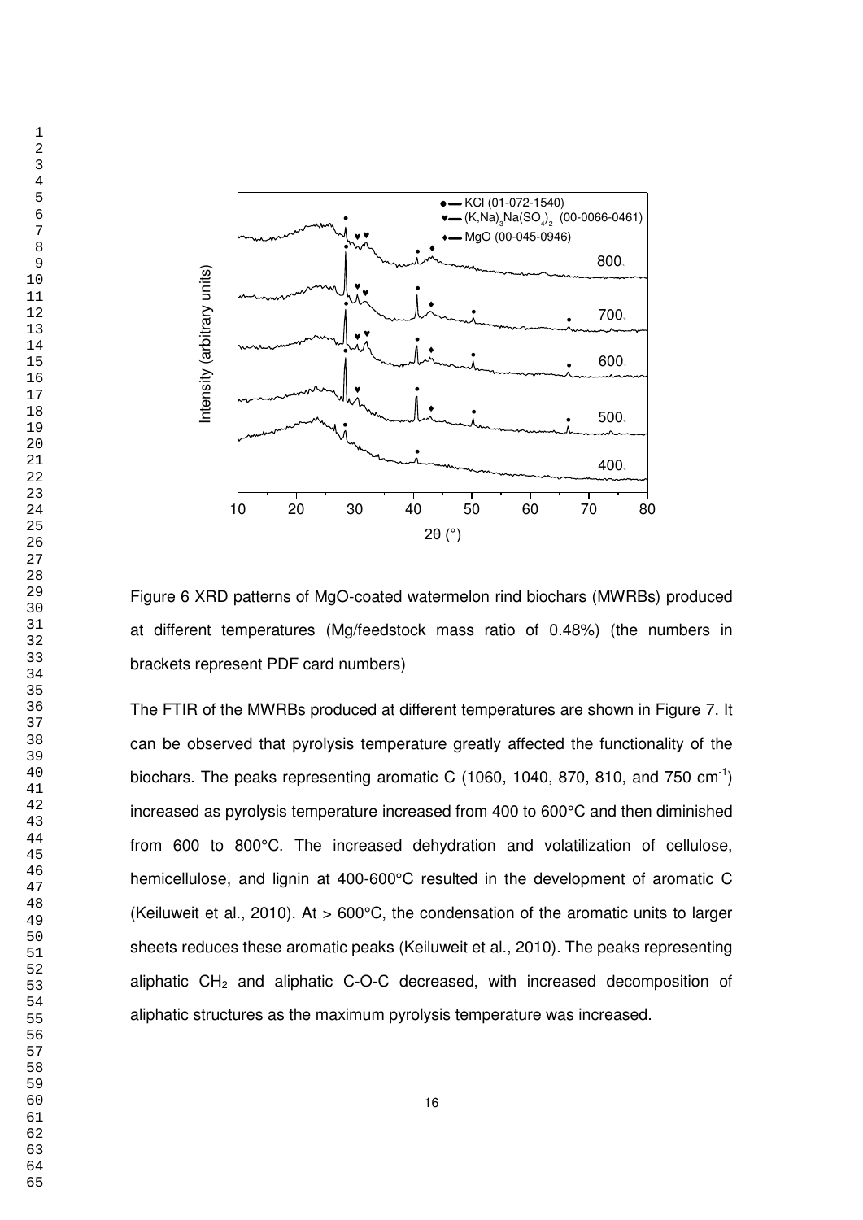Figure 6 XRD patterns of MgO-coated watermelon rind biochars (MWRBs) produced at different temperatures (Mg/feedstock mass ratio of 0.48%) (the numbers in brackets represent PDF card numbers)

The FTIR of the MWRBs produced at different temperatures are shown in Figure 7. It can be observed that pyrolysis temperature greatly affected the functionality of the biochars. The peaks representing aromatic C (1060, 1040, 870, 810, and 750 cm$^{-1}$) increased as pyrolysis temperature increased from 400 to 600°C and then diminished from 600 to 800°C. The increased dehydration and volatilization of cellulose, hemicellulose, and lignin at 400-600°C resulted in the development of aromatic C (Keiluweit et al., 2010). At > 600°C, the condensation of the aromatic units to larger sheets reduces these aromatic peaks (Keiluweit et al., 2010). The peaks representing aliphatic $CH_2$ and aliphatic C-O-C decreased, with increased decomposition of aliphatic structures as the maximum pyrolysis temperature was increased.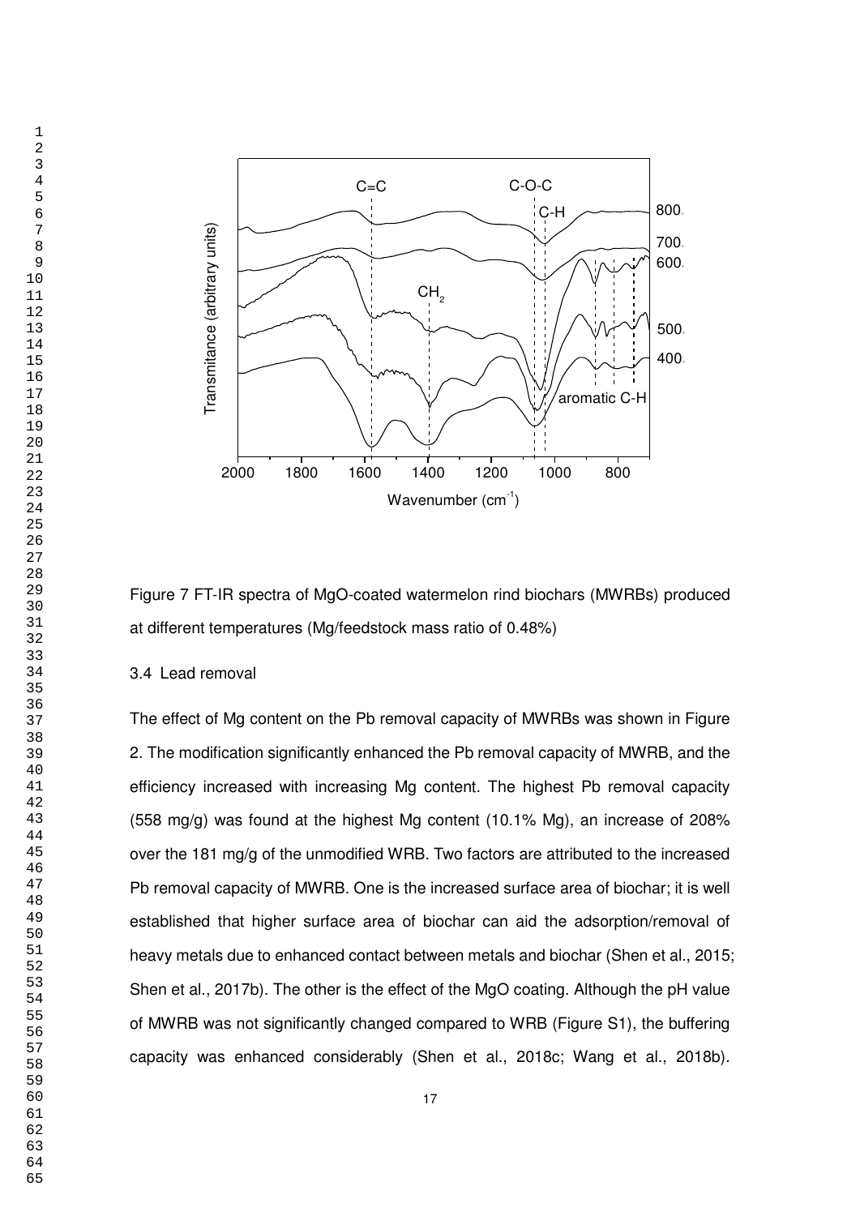Figure 7 FT-IR spectra of MgO-coated watermelon rind biochars (MWRBs) produced at different temperatures (Mg/feedstock mass ratio of 0.48%)

### 3.4 Lead removal

The effect of Mg content on the Pb removal capacity of MWRBs was shown in Figure 2. The modification significantly enhanced the Pb removal capacity of MWRB, and the efficiency increased with increasing Mg content. The highest Pb removal capacity (558 mg/g) was found at the highest Mg content (10.1% Mg), an increase of 208% over the 181 mg/g of the unmodified WRB. Two factors are attributed to the increased Pb removal capacity of MWRB. One is the increased surface area of biochar; it is well established that higher surface area of biochar can aid the adsorption/removal of heavy metals due to enhanced contact between metals and biochar (Shen et al., 2015; Shen et al., 2017b). The other is the effect of the MgO coating. Although the pH value of MWRB was not significantly changed compared to WRB (Figure S1), the buffering capacity was enhanced considerably (Shen et al., 2018c; Wang et al., 2018b).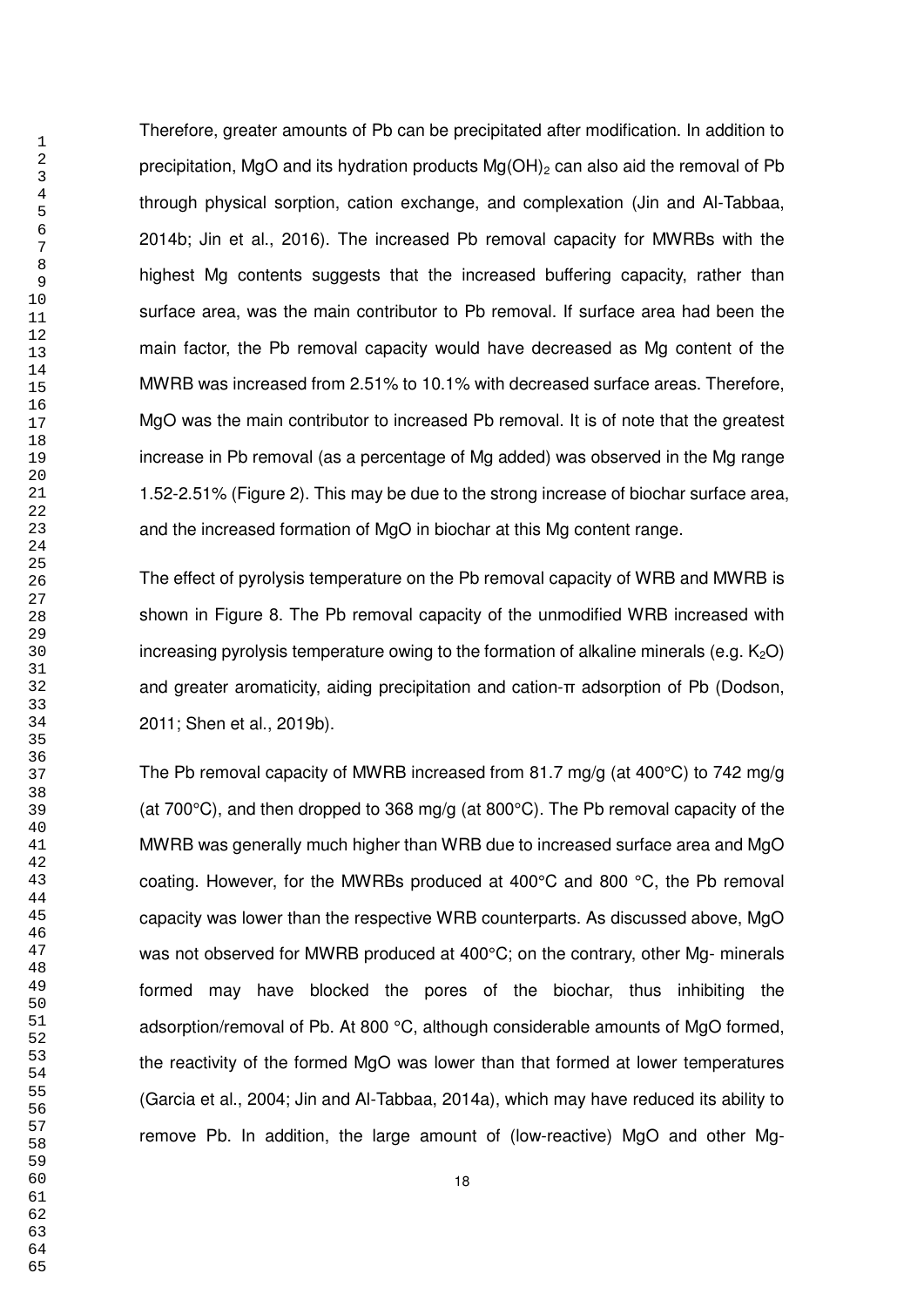Therefore, greater amounts of Pb can be precipitated after modification. In addition to precipitation, MgO and its hydration products $Mg(OH)_2$ can also aid the removal of Pb through physical sorption, cation exchange, and complexation (Jin and Al-Tabbaa, 2014b; Jin et al., 2016). The increased Pb removal capacity for MWRBs with the highest Mg contents suggests that the increased buffering capacity, rather than surface area, was the main contributor to Pb removal. If surface area had been the main factor, the Pb removal capacity would have decreased as Mg content of the MWRB was increased from 2.51% to 10.1% with decreased surface areas. Therefore, MgO was the main contributor to increased Pb removal. It is of note that the greatest increase in Pb removal (as a percentage of Mg added) was observed in the Mg range 1.52-2.51% (Figure 2). This may be due to the strong increase of biochar surface area, and the increased formation of MgO in biochar at this Mg content range.

The effect of pyrolysis temperature on the Pb removal capacity of WRB and MWRB is shown in Figure 8. The Pb removal capacity of the unmodified WRB increased with increasing pyrolysis temperature owing to the formation of alkaline minerals (e.g. $K_2O$) and greater aromaticity, aiding precipitation and cation-π adsorption of Pb (Dodson, 2011; Shen et al., 2019b).

The Pb removal capacity of MWRB increased from 81.7 mg/g (at 400°C) to 742 mg/g (at 700°C), and then dropped to 368 mg/g (at 800°C). The Pb removal capacity of the MWRB was generally much higher than WRB due to increased surface area and MgO coating. However, for the MWRBs produced at 400°C and 800 °C, the Pb removal capacity was lower than the respective WRB counterparts. As discussed above, MgO was not observed for MWRB produced at 400°C; on the contrary, other Mg- minerals formed may have blocked the pores of the biochar, thus inhibiting the adsorption/removal of Pb. At 800 °C, although considerable amounts of MgO formed, the reactivity of the formed MgO was lower than that formed at lower temperatures (Garcia et al., 2004; Jin and Al-Tabbaa, 2014a), which may have reduced its ability to remove Pb. In addition, the large amount of (low-reactive) MgO and other Mg-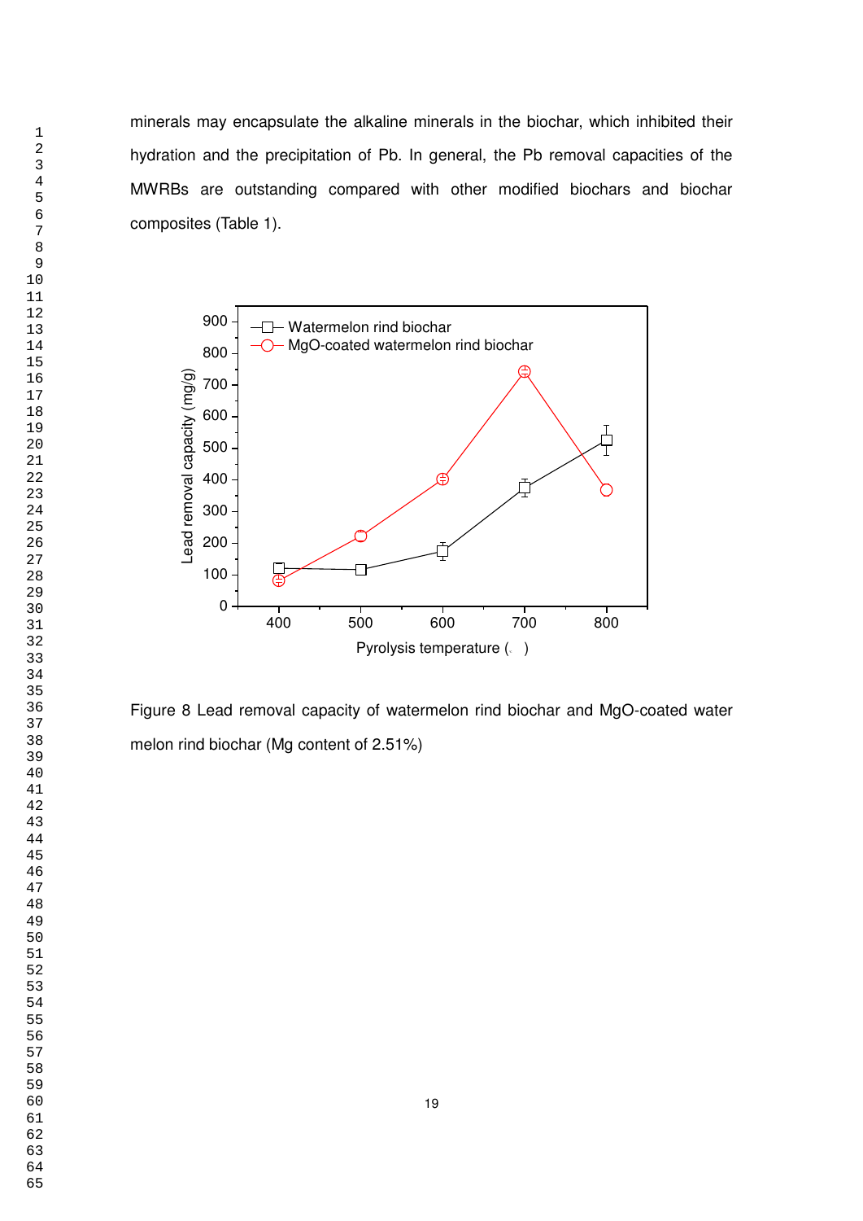minerals may encapsulate the alkaline minerals in the biochar, which inhibited their hydration and the precipitation of Pb. In general, the Pb removal capacities of the MWRBs are outstanding compared with other modified biochars and biochar composites (Table 1).

Figure 8 Lead removal capacity of watermelon rind biochar and MgO-coated water melon rind biochar (Mg content of 2.51%)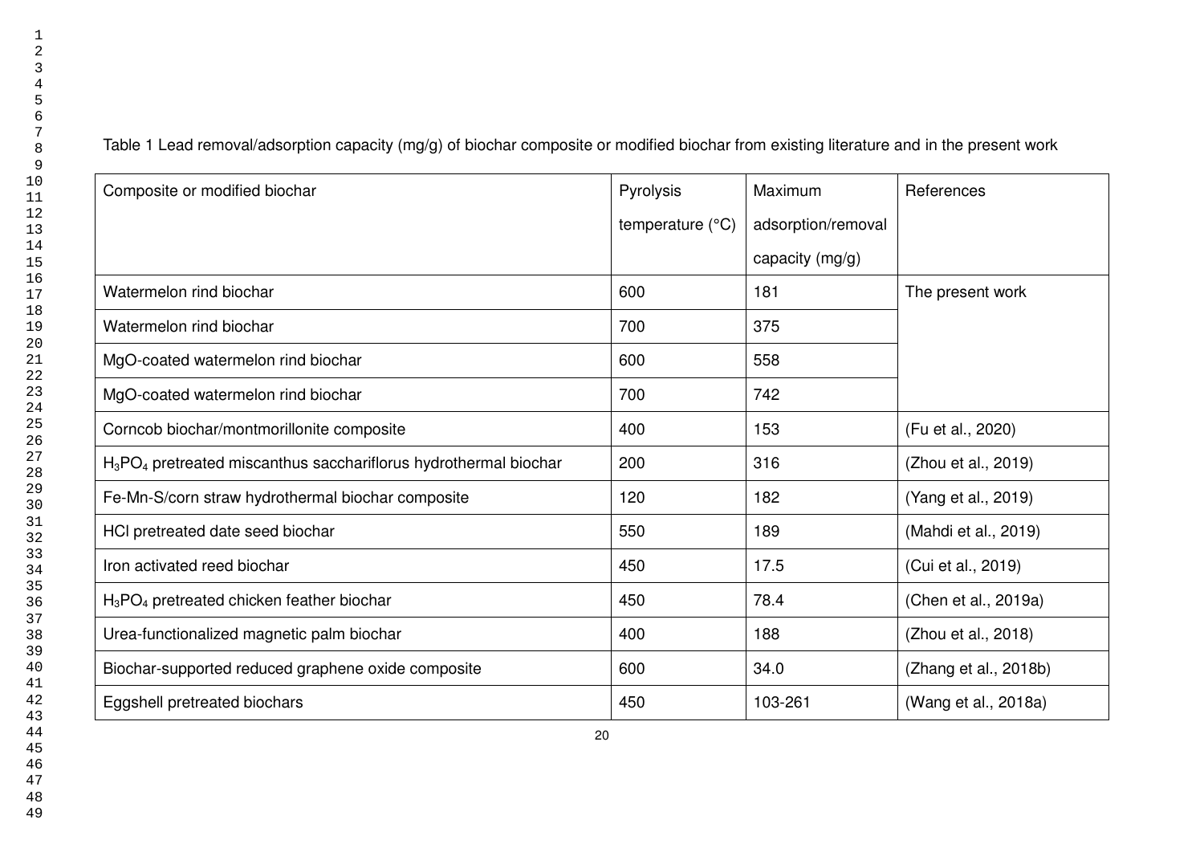Table 1 Lead removal/adsorption capacity (mg/g) of biochar composite or modified biochar from existing literature and in the present work

| Composite or modified biochar | Pyrolysis temperature (°C) | Maximum adsorption/removal capacity (mg/g) | References |
|---|---|---|---|
| Watermelon rind biochar | 600 | 181 | The present work |
| Watermelon rind biochar | 700 | 375 | |
| MgO-coated watermelon rind biochar | 600 | 558 | |
| MgO-coated watermelon rind biochar | 700 | 742 | |
| Corncob biochar/montmorillonite composite | 400 | 153 | (Fu et al., 2020) |
| $H_3PO_4$ pretreated miscanthus sacchariflorus hydrothermal biochar | 200 | 316 | (Zhou et al., 2019) |
| Fe-Mn-S/corn straw hydrothermal biochar composite | 120 | 182 | (Yang et al., 2019) |
| HCl pretreated date seed biochar | 550 | 189 | (Mahdi et al., 2019) |
| Iron activated reed biochar | 450 | 17.5 | (Cui et al., 2019) |
| $H_3PO_4$ pretreated chicken feather biochar | 450 | 78.4 | (Chen et al., 2019a) |
| Urea-functionalized magnetic palm biochar | 400 | 188 | (Zhou et al., 2018) |
| Biochar-supported reduced graphene oxide composite | 600 | 34.0 | (Zhang et al., 2018b) |
| Eggshell pretreated biochars | 450 | 103-261 | (Wang et al., 2018a) |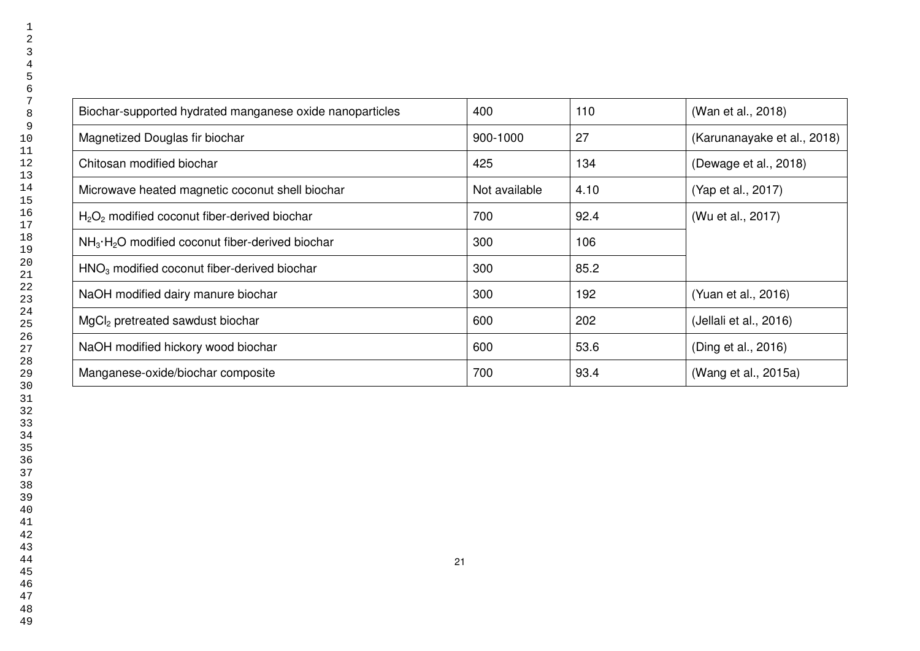| | | | |
|---|---|---|---|
| Biochar-supported hydrated manganese oxide nanoparticles | 400 | 110 | (Wan et al., 2018) |
| Magnetized Douglas fir biochar | 900-1000 | 27 | (Karunanayake et al., 2018) |
| Chitosan modified biochar | 425 | 134 | (Dewage et al., 2018) |
| Microwave heated magnetic coconut shell biochar | Not available | 4.10 | (Yap et al., 2017) |
| $H_2O_2$ modified coconut fiber-derived biochar | 700 | 92.4 | (Wu et al., 2017) |
| $NH_3 \cdot H_2O$ modified coconut fiber-derived biochar | 300 | 106 | |
| $HNO_3$ modified coconut fiber-derived biochar | 300 | 85.2 | |
| NaOH modified dairy manure biochar | 300 | 192 | (Yuan et al., 2016) |
| $MgCl_2$ pretreated sawdust biochar | 600 | 202 | (Jellali et al., 2016) |
| NaOH modified hickory wood biochar | 600 | 53.6 | (Ding et al., 2016) |
| Manganese-oxide/biochar composite | 700 | 93.4 | (Wang et al., 2015a) |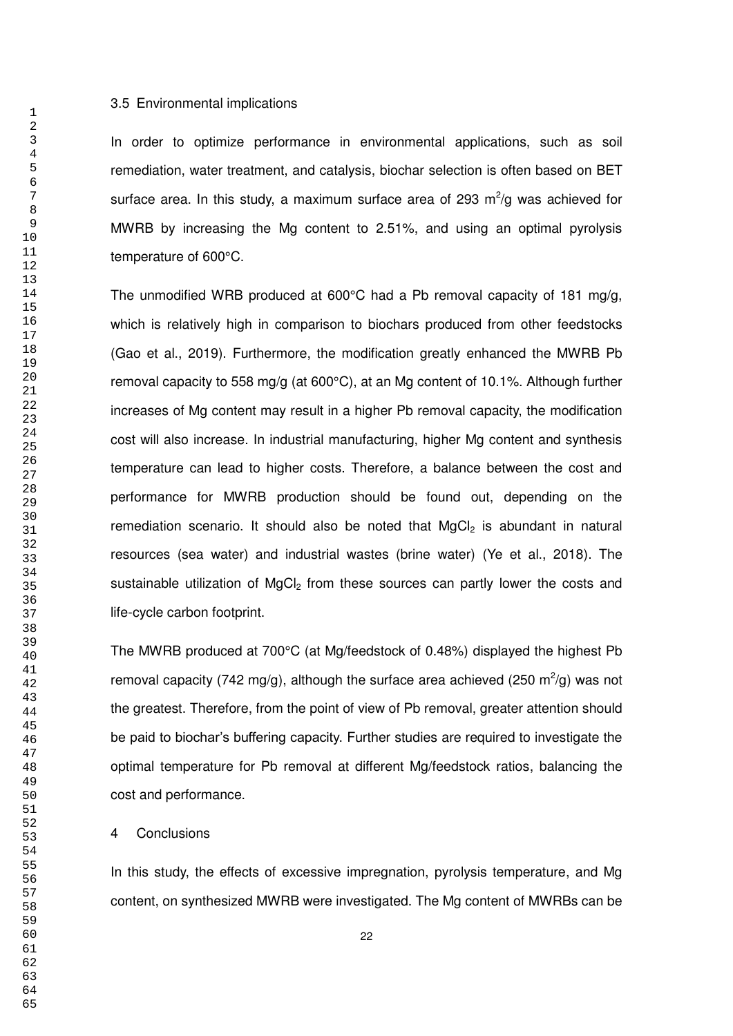### 3.5 Environmental implications

In order to optimize performance in environmental applications, such as soil remediation, water treatment, and catalysis, biochar selection is often based on BET surface area. In this study, a maximum surface area of 293 $m^2/g$ was achieved for MWRB by increasing the Mg content to 2.51%, and using an optimal pyrolysis temperature of 600°C.

The unmodified WRB produced at 600°C had a Pb removal capacity of 181 mg/g, which is relatively high in comparison to biochars produced from other feedstocks (Gao et al., 2019). Furthermore, the modification greatly enhanced the MWRB Pb removal capacity to 558 mg/g (at 600°C), at an Mg content of 10.1%. Although further increases of Mg content may result in a higher Pb removal capacity, the modification cost will also increase. In industrial manufacturing, higher Mg content and synthesis temperature can lead to higher costs. Therefore, a balance between the cost and performance for MWRB production should be found out, depending on the remediation scenario. It should also be noted that $MgCl_2$ is abundant in natural resources (sea water) and industrial wastes (brine water) (Ye et al., 2018). The sustainable utilization of $MgCl_2$ from these sources can partly lower the costs and life-cycle carbon footprint.

The MWRB produced at 700°C (at Mg/feedstock of 0.48%) displayed the highest Pb removal capacity (742 mg/g), although the surface area achieved (250 $m^2/g$) was not the greatest. Therefore, from the point of view of Pb removal, greater attention should be paid to biochar's buffering capacity. Further studies are required to investigate the optimal temperature for Pb removal at different Mg/feedstock ratios, balancing the cost and performance.

## 4 Conclusions

In this study, the effects of excessive impregnation, pyrolysis temperature, and Mg content, on synthesized MWRB were investigated. The Mg content of MWRBs can be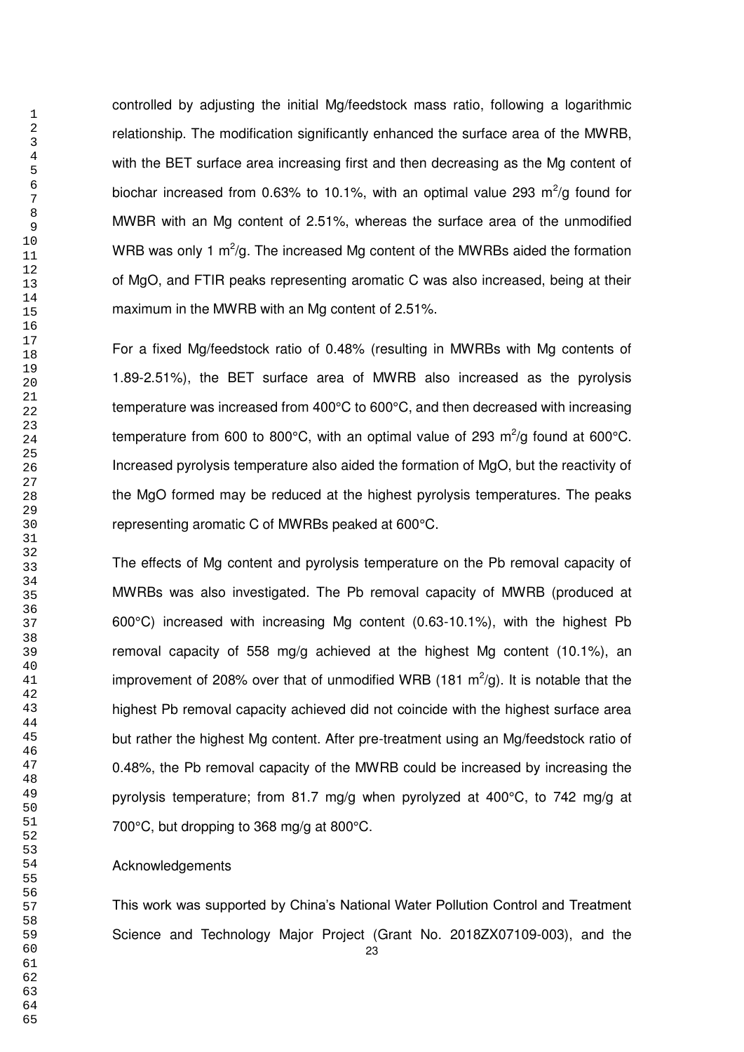controlled by adjusting the initial Mg/feedstock mass ratio, following a logarithmic relationship. The modification significantly enhanced the surface area of the MWRB, with the BET surface area increasing first and then decreasing as the Mg content of biochar increased from 0.63% to 10.1%, with an optimal value 293 $m^2$/g found for MWBR with an Mg content of 2.51%, whereas the surface area of the unmodified WRB was only 1 $m^2$/g. The increased Mg content of the MWRBs aided the formation of MgO, and FTIR peaks representing aromatic C was also increased, being at their maximum in the MWRB with an Mg content of 2.51%.

For a fixed Mg/feedstock ratio of 0.48% (resulting in MWRBs with Mg contents of 1.89-2.51%), the BET surface area of MWRB also increased as the pyrolysis temperature was increased from 400°C to 600°C, and then decreased with increasing temperature from 600 to 800°C, with an optimal value of 293 $m^2$/g found at 600°C. Increased pyrolysis temperature also aided the formation of MgO, but the reactivity of the MgO formed may be reduced at the highest pyrolysis temperatures. The peaks representing aromatic C of MWRBs peaked at 600°C.

The effects of Mg content and pyrolysis temperature on the Pb removal capacity of MWRBs was also investigated. The Pb removal capacity of MWRB (produced at 600°C) increased with increasing Mg content (0.63-10.1%), with the highest Pb removal capacity of 558 mg/g achieved at the highest Mg content (10.1%), an improvement of 208% over that of unmodified WRB (181 $m^2$/g). It is notable that the highest Pb removal capacity achieved did not coincide with the highest surface area but rather the highest Mg content. After pre-treatment using an Mg/feedstock ratio of 0.48%, the Pb removal capacity of the MWRB could be increased by increasing the pyrolysis temperature; from 81.7 mg/g when pyrolyzed at 400°C, to 742 mg/g at 700°C, but dropping to 368 mg/g at 800°C.

Acknowledgements

This work was supported by China's National Water Pollution Control and Treatment Science and Technology Major Project (Grant No. 2018ZX07109-003), and the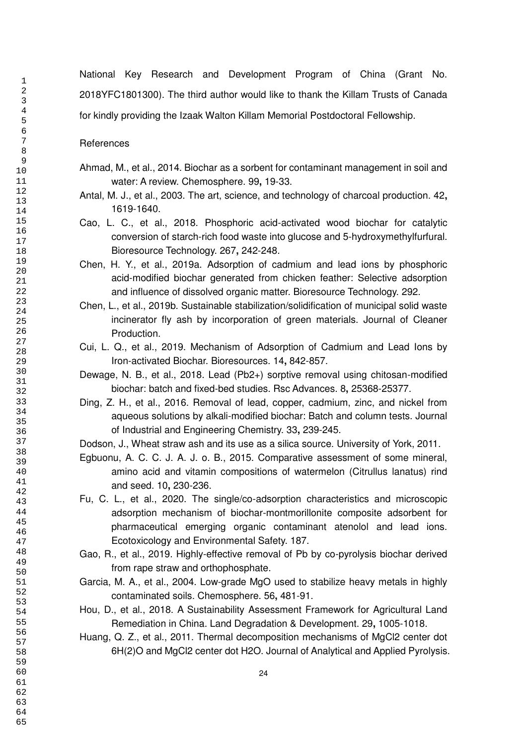National Key Research and Development Program of China (Grant No. 2018YFC1801300). The third author would like to thank the Killam Trusts of Canada for kindly providing the Izaak Walton Killam Memorial Postdoctoral Fellowship.

References

Ahmad, M., et al., 2014. Biochar as a sorbent for contaminant management in soil and water: A review. Chemosphere. 99**,** 19-33.

Antal, M. J., et al., 2003. The art, science, and technology of charcoal production. 42**,** 1619-1640.

Cao, L. C., et al., 2018. Phosphoric acid-activated wood biochar for catalytic conversion of starch-rich food waste into glucose and 5-hydroxymethylfurfural. Bioresource Technology. 267**,** 242-248.

Chen, H. Y., et al., 2019a. Adsorption of cadmium and lead ions by phosphoric acid-modified biochar generated from chicken feather: Selective adsorption and influence of dissolved organic matter. Bioresource Technology. 292.

Chen, L., et al., 2019b. Sustainable stabilization/solidification of municipal solid waste incinerator fly ash by incorporation of green materials. Journal of Cleaner Production.

Cui, L. Q., et al., 2019. Mechanism of Adsorption of Cadmium and Lead Ions by Iron-activated Biochar. Bioresources. 14**,** 842-857.

Dewage, N. B., et al., 2018. Lead (Pb2+) sorptive removal using chitosan-modified biochar: batch and fixed-bed studies. Rsc Advances. 8**,** 25368-25377.

Ding, Z. H., et al., 2016. Removal of lead, copper, cadmium, zinc, and nickel from aqueous solutions by alkali-modified biochar: Batch and column tests. Journal of Industrial and Engineering Chemistry. 33**,** 239-245.

Dodson, J., Wheat straw ash and its use as a silica source. University of York, 2011.

Egbuonu, A. C. C. J. A. J. o. B., 2015. Comparative assessment of some mineral, amino acid and vitamin compositions of watermelon (Citrullus lanatus) rind and seed. 10**,** 230-236.

Fu, C. L., et al., 2020. The single/co-adsorption characteristics and microscopic adsorption mechanism of biochar-montmorillonite composite adsorbent for pharmaceutical emerging organic contaminant atenolol and lead ions. Ecotoxicology and Environmental Safety. 187.

Gao, R., et al., 2019. Highly-effective removal of Pb by co-pyrolysis biochar derived from rape straw and orthophosphate.

Garcia, M. A., et al., 2004. Low-grade MgO used to stabilize heavy metals in highly contaminated soils. Chemosphere. 56**,** 481-91.

Hou, D., et al., 2018. A Sustainability Assessment Framework for Agricultural Land Remediation in China. Land Degradation & Development. 29**,** 1005-1018.

Huang, Q. Z., et al., 2011. Thermal decomposition mechanisms of MgCl2 center dot 6H(2)O and MgCl2 center dot H2O. Journal of Analytical and Applied Pyrolysis.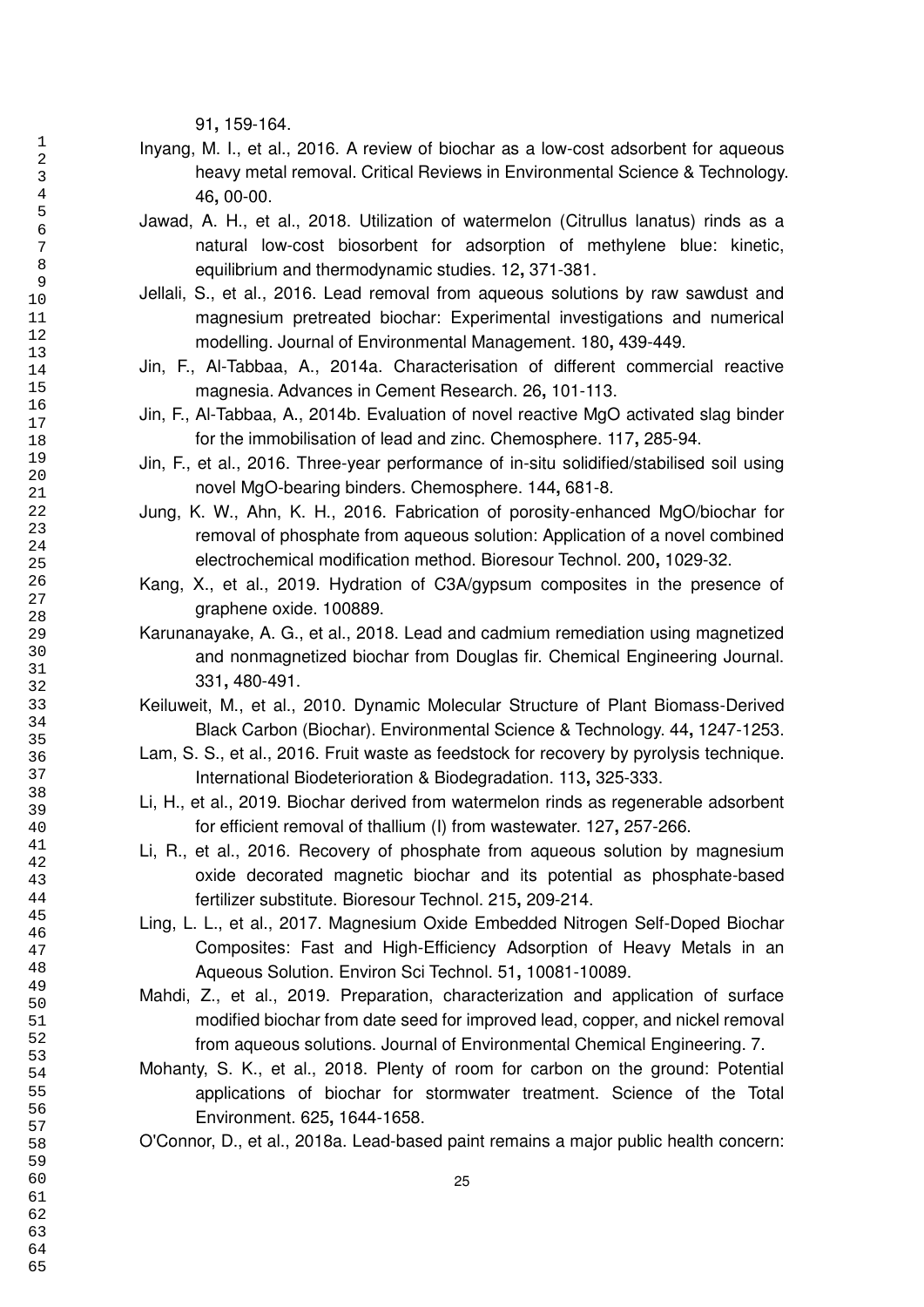91, 159-164.

Inyang, M. I., et al., 2016. A review of biochar as a low-cost adsorbent for aqueous heavy metal removal. Critical Reviews in Environmental Science & Technology. 46, 00-00.

Jawad, A. H., et al., 2018. Utilization of watermelon (Citrullus lanatus) rinds as a natural low-cost biosorbent for adsorption of methylene blue: kinetic, equilibrium and thermodynamic studies. 12, 371-381.

Jellali, S., et al., 2016. Lead removal from aqueous solutions by raw sawdust and magnesium pretreated biochar: Experimental investigations and numerical modelling. Journal of Environmental Management. 180, 439-449.

Jin, F., Al-Tabbaa, A., 2014a. Characterisation of different commercial reactive magnesia. Advances in Cement Research. 26, 101-113.

Jin, F., Al-Tabbaa, A., 2014b. Evaluation of novel reactive MgO activated slag binder for the immobilisation of lead and zinc. Chemosphere. 117, 285-94.

Jin, F., et al., 2016. Three-year performance of in-situ solidified/stabilised soil using novel MgO-bearing binders. Chemosphere. 144, 681-8.

Jung, K. W., Ahn, K. H., 2016. Fabrication of porosity-enhanced MgO/biochar for removal of phosphate from aqueous solution: Application of a novel combined electrochemical modification method. Bioresour Technol. 200, 1029-32.

Kang, X., et al., 2019. Hydration of C3A/gypsum composites in the presence of graphene oxide. 100889.

Karunanayake, A. G., et al., 2018. Lead and cadmium remediation using magnetized and nonmagnetized biochar from Douglas fir. Chemical Engineering Journal. 331, 480-491.

Keiluweit, M., et al., 2010. Dynamic Molecular Structure of Plant Biomass-Derived Black Carbon (Biochar). Environmental Science & Technology. 44, 1247-1253.

Lam, S. S., et al., 2016. Fruit waste as feedstock for recovery by pyrolysis technique. International Biodeterioration & Biodegradation. 113, 325-333.

Li, H., et al., 2019. Biochar derived from watermelon rinds as regenerable adsorbent for efficient removal of thallium (I) from wastewater. 127, 257-266.

Li, R., et al., 2016. Recovery of phosphate from aqueous solution by magnesium oxide decorated magnetic biochar and its potential as phosphate-based fertilizer substitute. Bioresour Technol. 215, 209-214.

Ling, L. L., et al., 2017. Magnesium Oxide Embedded Nitrogen Self-Doped Biochar Composites: Fast and High-Efficiency Adsorption of Heavy Metals in an Aqueous Solution. Environ Sci Technol. 51, 10081-10089.

Mahdi, Z., et al., 2019. Preparation, characterization and application of surface modified biochar from date seed for improved lead, copper, and nickel removal from aqueous solutions. Journal of Environmental Chemical Engineering. 7.

Mohanty, S. K., et al., 2018. Plenty of room for carbon on the ground: Potential applications of biochar for stormwater treatment. Science of the Total Environment. 625, 1644-1658.

O'Connor, D., et al., 2018a. Lead-based paint remains a major public health concern: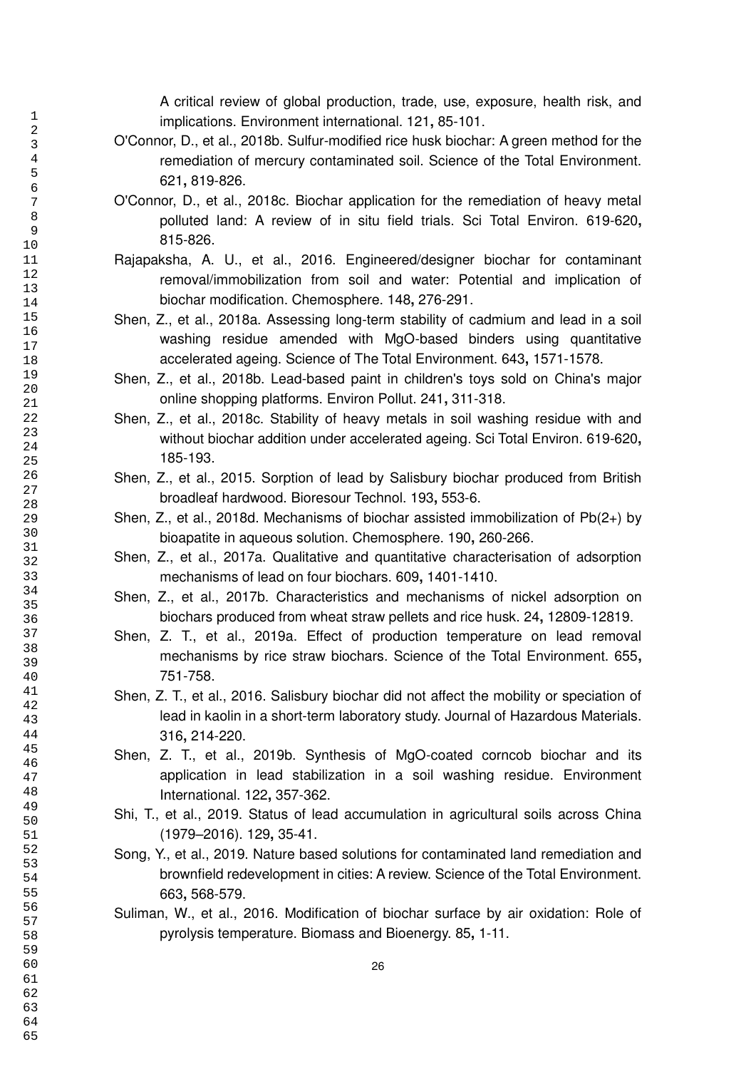A critical review of global production, trade, use, exposure, health risk, and implications. Environment international. 121**,** 85-101.

O'Connor, D., et al., 2018b. Sulfur-modified rice husk biochar: A green method for the remediation of mercury contaminated soil. Science of the Total Environment. 621**,** 819-826.

O'Connor, D., et al., 2018c. Biochar application for the remediation of heavy metal polluted land: A review of in situ field trials. Sci Total Environ. 619-620**,** 815-826.

Rajapaksha, A. U., et al., 2016. Engineered/designer biochar for contaminant removal/immobilization from soil and water: Potential and implication of biochar modification. Chemosphere. 148**,** 276-291.

Shen, Z., et al., 2018a. Assessing long-term stability of cadmium and lead in a soil washing residue amended with MgO-based binders using quantitative accelerated ageing. Science of The Total Environment. 643**,** 1571-1578.

Shen, Z., et al., 2018b. Lead-based paint in children's toys sold on China's major online shopping platforms. Environ Pollut. 241**,** 311-318.

Shen, Z., et al., 2018c. Stability of heavy metals in soil washing residue with and without biochar addition under accelerated ageing. Sci Total Environ. 619-620**,** 185-193.

Shen, Z., et al., 2015. Sorption of lead by Salisbury biochar produced from British broadleaf hardwood. Bioresour Technol. 193**,** 553-6.

Shen, Z., et al., 2018d. Mechanisms of biochar assisted immobilization of Pb(2+) by bioapatite in aqueous solution. Chemosphere. 190**,** 260-266.

Shen, Z., et al., 2017a. Qualitative and quantitative characterisation of adsorption mechanisms of lead on four biochars. 609**,** 1401-1410.

Shen, Z., et al., 2017b. Characteristics and mechanisms of nickel adsorption on biochars produced from wheat straw pellets and rice husk. 24**,** 12809-12819.

Shen, Z. T., et al., 2019a. Effect of production temperature on lead removal mechanisms by rice straw biochars. Science of the Total Environment. 655**,** 751-758.

Shen, Z. T., et al., 2016. Salisbury biochar did not affect the mobility or speciation of lead in kaolin in a short-term laboratory study. Journal of Hazardous Materials. 316**,** 214-220.

Shen, Z. T., et al., 2019b. Synthesis of MgO-coated corncob biochar and its application in lead stabilization in a soil washing residue. Environment International. 122**,** 357-362.

Shi, T., et al., 2019. Status of lead accumulation in agricultural soils across China (1979–2016). 129**,** 35-41.

Song, Y., et al., 2019. Nature based solutions for contaminated land remediation and brownfield redevelopment in cities: A review. Science of the Total Environment. 663**,** 568-579.

Suliman, W., et al., 2016. Modification of biochar surface by air oxidation: Role of pyrolysis temperature. Biomass and Bioenergy. 85**,** 1-11.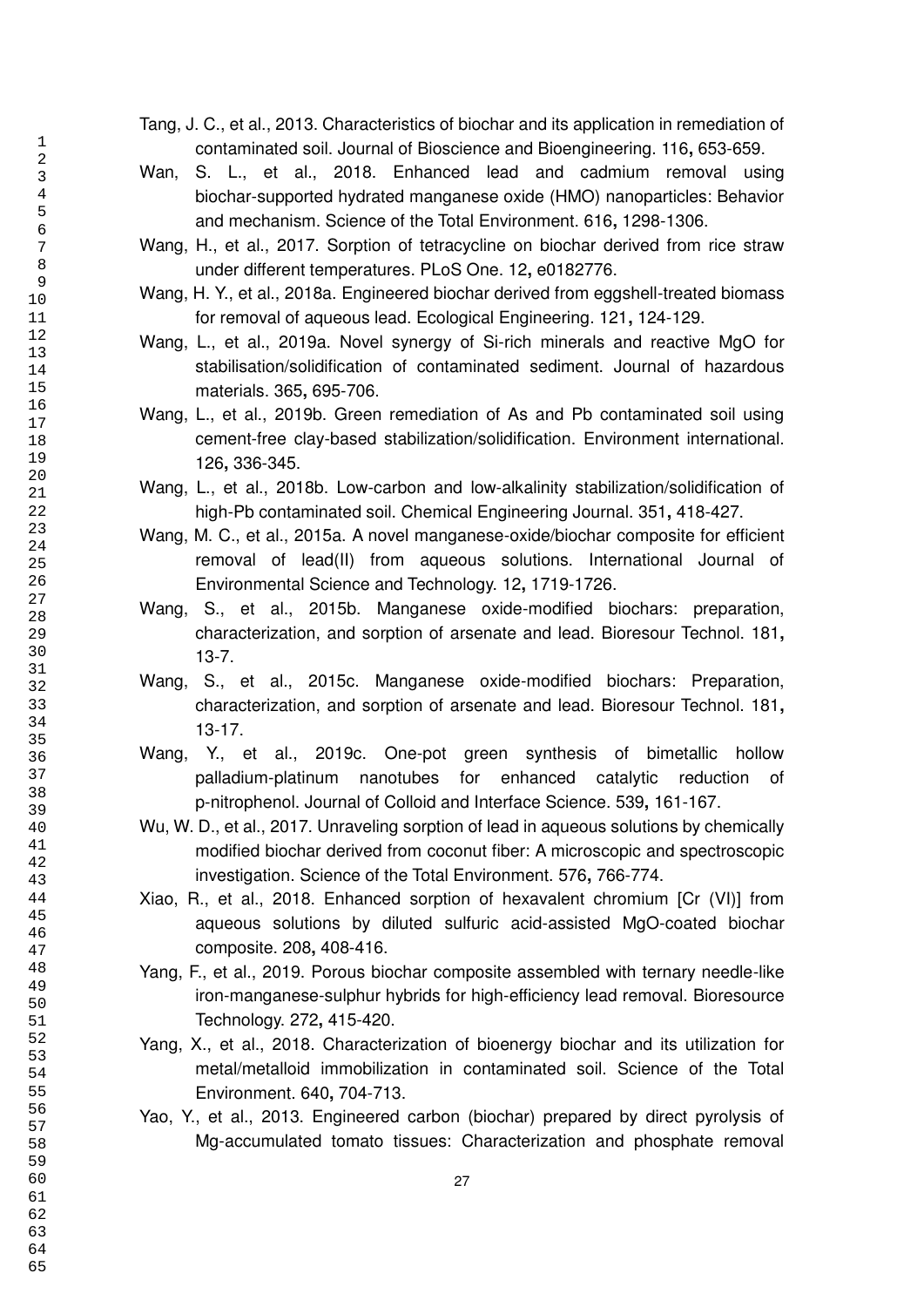Tang, J. C., et al., 2013. Characteristics of biochar and its application in remediation of contaminated soil. Journal of Bioscience and Bioengineering. 116**,** 653-659.

Wan, S. L., et al., 2018. Enhanced lead and cadmium removal using biochar-supported hydrated manganese oxide (HMO) nanoparticles: Behavior and mechanism. Science of the Total Environment. 616**,** 1298-1306.

Wang, H., et al., 2017. Sorption of tetracycline on biochar derived from rice straw under different temperatures. PLoS One. 12**,** e0182776.

Wang, H. Y., et al., 2018a. Engineered biochar derived from eggshell-treated biomass for removal of aqueous lead. Ecological Engineering. 121**,** 124-129.

Wang, L., et al., 2019a. Novel synergy of Si-rich minerals and reactive MgO for stabilisation/solidification of contaminated sediment. Journal of hazardous materials. 365**,** 695-706.

Wang, L., et al., 2019b. Green remediation of As and Pb contaminated soil using cement-free clay-based stabilization/solidification. Environment international. 126**,** 336-345.

Wang, L., et al., 2018b. Low-carbon and low-alkalinity stabilization/solidification of high-Pb contaminated soil. Chemical Engineering Journal. 351**,** 418-427.

Wang, M. C., et al., 2015a. A novel manganese-oxide/biochar composite for efficient removal of lead(II) from aqueous solutions. International Journal of Environmental Science and Technology. 12**,** 1719-1726.

Wang, S., et al., 2015b. Manganese oxide-modified biochars: preparation, characterization, and sorption of arsenate and lead. Bioresour Technol. 181**,** 13-7.

Wang, S., et al., 2015c. Manganese oxide-modified biochars: Preparation, characterization, and sorption of arsenate and lead. Bioresour Technol. 181**,** 13-17.

Wang, Y., et al., 2019c. One-pot green synthesis of bimetallic hollow palladium-platinum nanotubes for enhanced catalytic reduction of p-nitrophenol. Journal of Colloid and Interface Science. 539**,** 161-167.

Wu, W. D., et al., 2017. Unraveling sorption of lead in aqueous solutions by chemically modified biochar derived from coconut fiber: A microscopic and spectroscopic investigation. Science of the Total Environment. 576**,** 766-774.

Xiao, R., et al., 2018. Enhanced sorption of hexavalent chromium [Cr (VI)] from aqueous solutions by diluted sulfuric acid-assisted MgO-coated biochar composite. 208**,** 408-416.

Yang, F., et al., 2019. Porous biochar composite assembled with ternary needle-like iron-manganese-sulphur hybrids for high-efficiency lead removal. Bioresource Technology. 272**,** 415-420.

Yang, X., et al., 2018. Characterization of bioenergy biochar and its utilization for metal/metalloid immobilization in contaminated soil. Science of the Total Environment. 640**,** 704-713.

Yao, Y., et al., 2013. Engineered carbon (biochar) prepared by direct pyrolysis of Mg-accumulated tomato tissues: Characterization and phosphate removal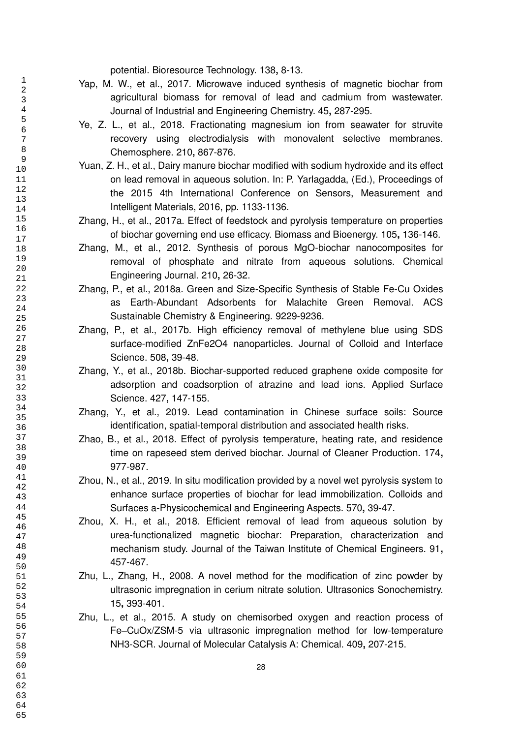potential. Bioresource Technology. 138, 8-13.

Yap, M. W., et al., 2017. Microwave induced synthesis of magnetic biochar from agricultural biomass for removal of lead and cadmium from wastewater. Journal of Industrial and Engineering Chemistry. 45, 287-295.

Ye, Z. L., et al., 2018. Fractionating magnesium ion from seawater for struvite recovery using electrodialysis with monovalent selective membranes. Chemosphere. 210, 867-876.

Yuan, Z. H., et al., Dairy manure biochar modified with sodium hydroxide and its effect on lead removal in aqueous solution. In: P. Yarlagadda, (Ed.), Proceedings of the 2015 4th International Conference on Sensors, Measurement and Intelligent Materials, 2016, pp. 1133-1136.

Zhang, H., et al., 2017a. Effect of feedstock and pyrolysis temperature on properties of biochar governing end use efficacy. Biomass and Bioenergy. 105, 136-146.

Zhang, M., et al., 2012. Synthesis of porous MgO-biochar nanocomposites for removal of phosphate and nitrate from aqueous solutions. Chemical Engineering Journal. 210, 26-32.

Zhang, P., et al., 2018a. Green and Size-Specific Synthesis of Stable Fe-Cu Oxides as Earth-Abundant Adsorbents for Malachite Green Removal. ACS Sustainable Chemistry & Engineering. 9229-9236.

Zhang, P., et al., 2017b. High efficiency removal of methylene blue using SDS surface-modified $ZnFe_2O_4$ nanoparticles. Journal of Colloid and Interface Science. 508, 39-48.

Zhang, Y., et al., 2018b. Biochar-supported reduced graphene oxide composite for adsorption and coadsorption of atrazine and lead ions. Applied Surface Science. 427, 147-155.

Zhang, Y., et al., 2019. Lead contamination in Chinese surface soils: Source identification, spatial-temporal distribution and associated health risks.

Zhao, B., et al., 2018. Effect of pyrolysis temperature, heating rate, and residence time on rapeseed stem derived biochar. Journal of Cleaner Production. 174, 977-987.

Zhou, N., et al., 2019. In situ modification provided by a novel wet pyrolysis system to enhance surface properties of biochar for lead immobilization. Colloids and Surfaces a-Physicochemical and Engineering Aspects. 570, 39-47.

Zhou, X. H., et al., 2018. Efficient removal of lead from aqueous solution by urea-functionalized magnetic biochar: Preparation, characterization and mechanism study. Journal of the Taiwan Institute of Chemical Engineers. 91, 457-467.

Zhu, L., Zhang, H., 2008. A novel method for the modification of zinc powder by ultrasonic impregnation in cerium nitrate solution. Ultrasonics Sonochemistry. 15, 393-401.

Zhu, L., et al., 2015. A study on chemisorbed oxygen and reaction process of Fe–$CuO_x$/ZSM-5 via ultrasonic impregnation method for low-temperature $NH_3$-SCR. Journal of Molecular Catalysis A: Chemical. 409, 207-215.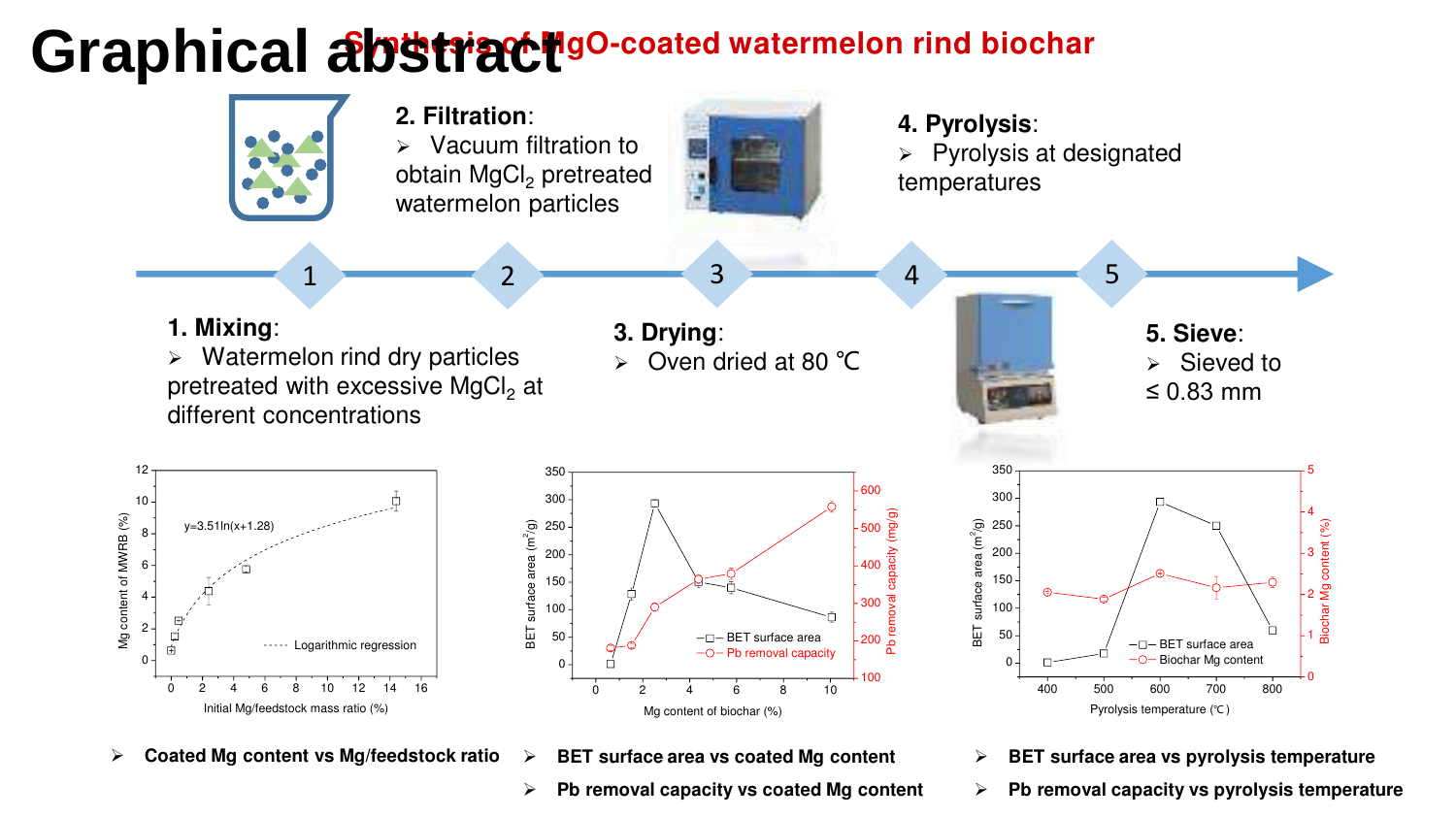# Graphical abstract

## Synthesis of MgO-coated watermelon rind biochar

**1. Mixing**:
- Watermelon rind dry particles pretreated with excessive $MgCl_2$ at different concentrations

**2. Filtration**:
- Vacuum filtration to obtain $MgCl_2$ pretreated watermelon particles

**3. Drying**:
- Oven dried at 80 ℃

**4. Pyrolysis**:
- Pyrolysis at designated temperatures

**5. Sieve**:
- Sieved to ≤ 0.83 mm

- **Coated Mg content vs Mg/feedstock ratio**

- **BET surface area vs coated Mg content**
- **Pb removal capacity vs coated Mg content**

- **BET surface area vs pyrolysis temperature**
- **Pb removal capacity vs pyrolysis temperature**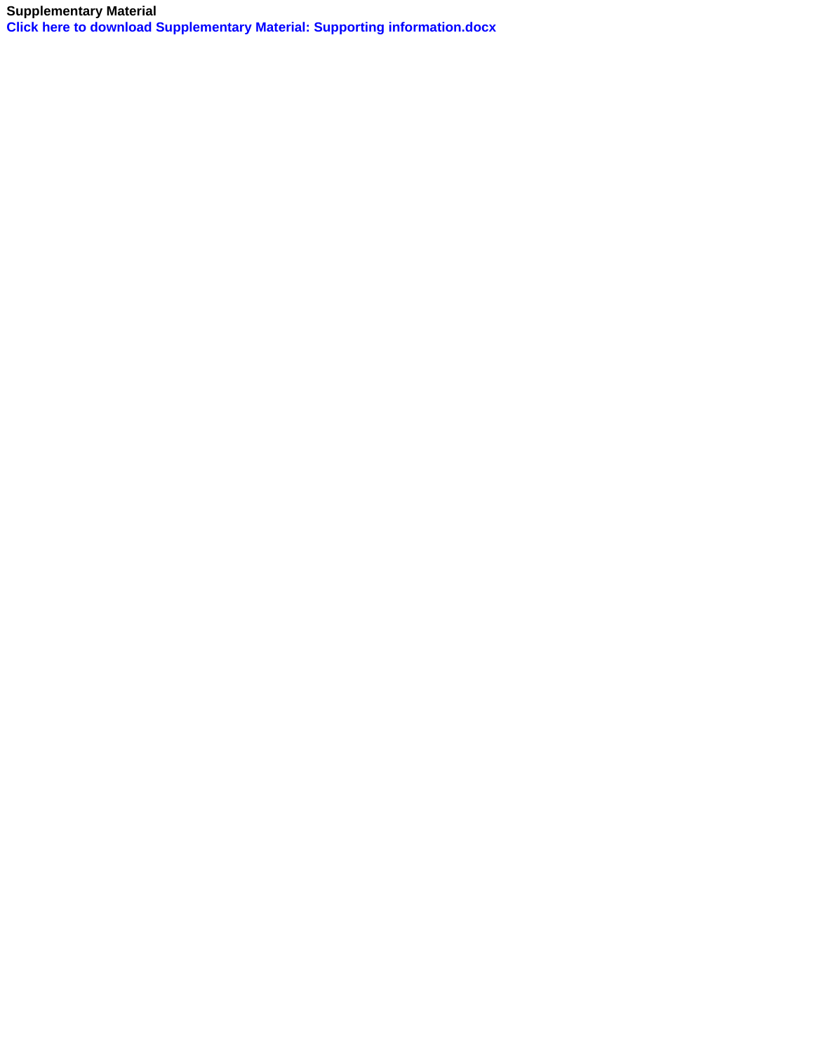**Supplementary Material**

**Click here to download Supplementary Material: Supporting information.docx**